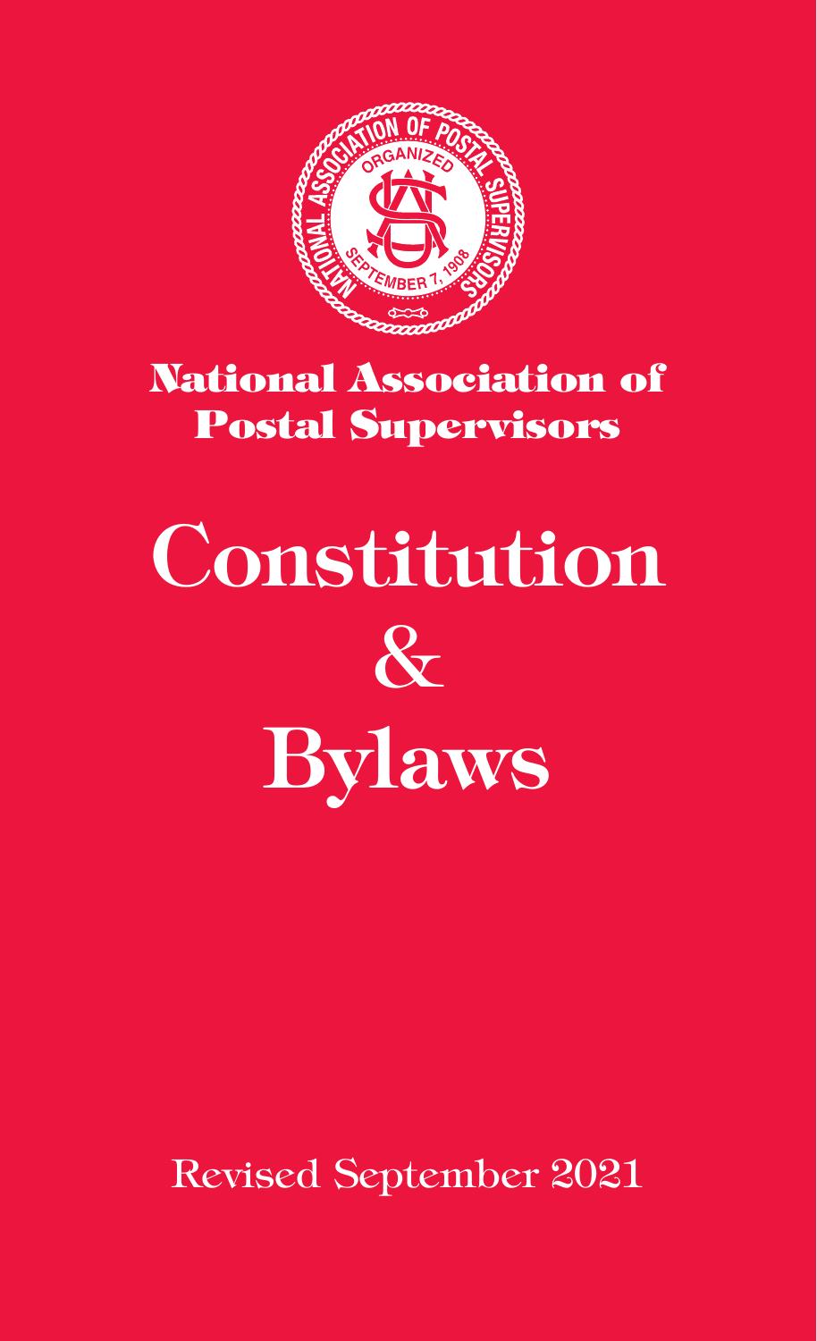# National Association of Postal Supervisors

# Constitution & Bylaws

Revised September 2021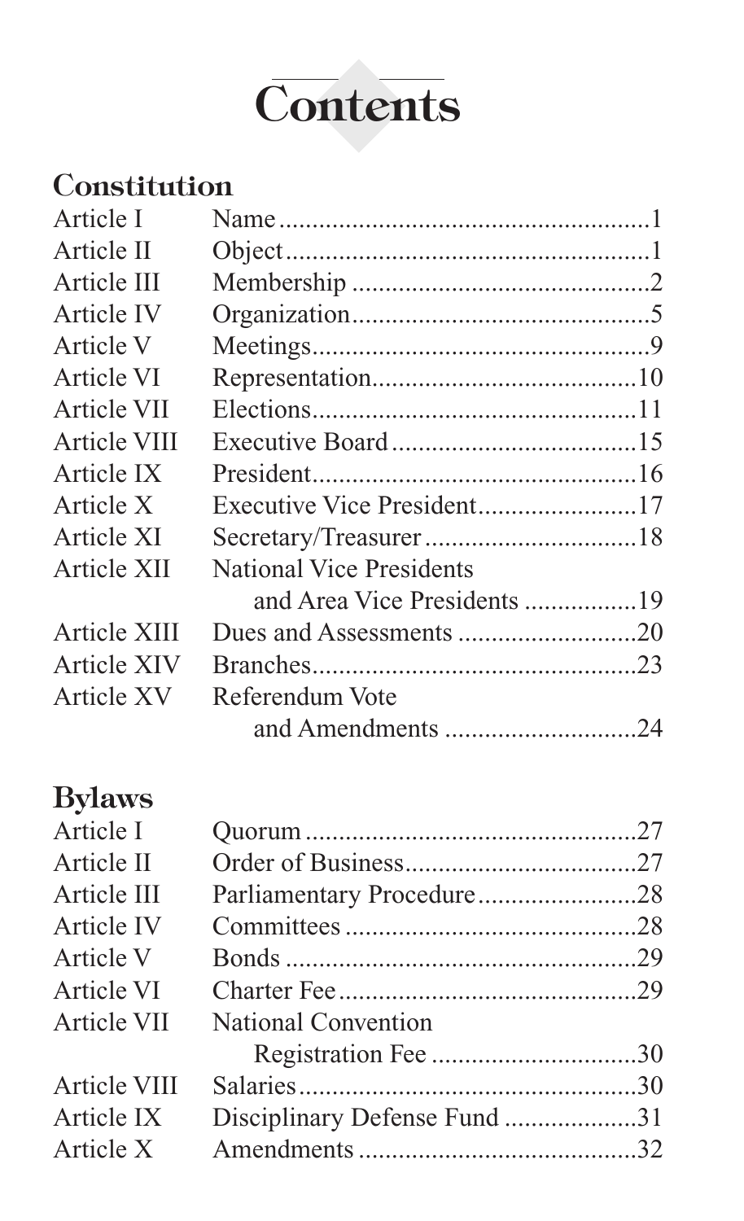# Contents

## Constitution

| | | |
|---|---|---|
| Article I | Name | 1 |
| Article II | Object | 1 |
| Article III | Membership | 2 |
| Article IV | Organization | 5 |
| Article V | Meetings | 9 |
| Article VI | Representation | 10 |
| Article VII | Elections | 11 |
| Article VIII | Executive Board | 15 |
| Article IX | President | 16 |
| Article X | Executive Vice President | 17 |
| Article XI | Secretary/Treasurer | 18 |
| Article XII | National Vice Presidents and Area Vice Presidents | 19 |
| Article XIII | Dues and Assessments | 20 |
| Article XIV | Branches | 23 |
| Article XV | Referendum Vote and Amendments | 24 |

## Bylaws

| | | |
|---|---|---|
| Article I | Quorum | 27 |
| Article II | Order of Business | 27 |
| Article III | Parliamentary Procedure | 28 |
| Article IV | Committees | 28 |
| Article V | Bonds | 29 |
| Article VI | Charter Fee | 29 |
| Article VII | National Convention Registration Fee | 30 |
| Article VIII | Salaries | 30 |
| Article IX | Disciplinary Defense Fund | 31 |
| Article X | Amendments | 32 |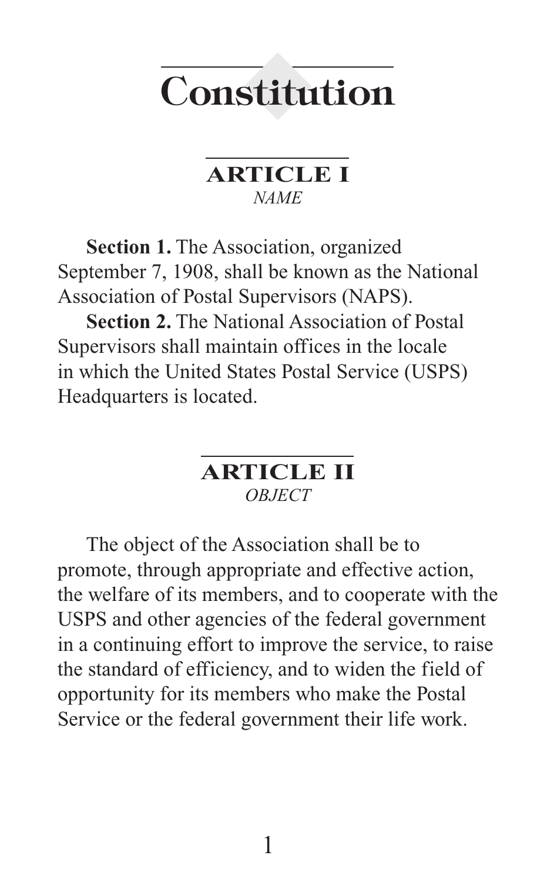# Constitution

## ARTICLE I
*NAME*

**Section 1.** The Association, organized September 7, 1908, shall be known as the National Association of Postal Supervisors (NAPS).

**Section 2.** The National Association of Postal Supervisors shall maintain offices in the locale in which the United States Postal Service (USPS) Headquarters is located.

## ARTICLE II
*OBJECT*

The object of the Association shall be to promote, through appropriate and effective action, the welfare of its members, and to cooperate with the USPS and other agencies of the federal government in a continuing effort to improve the service, to raise the standard of efficiency, and to widen the field of opportunity for its members who make the Postal Service or the federal government their life work.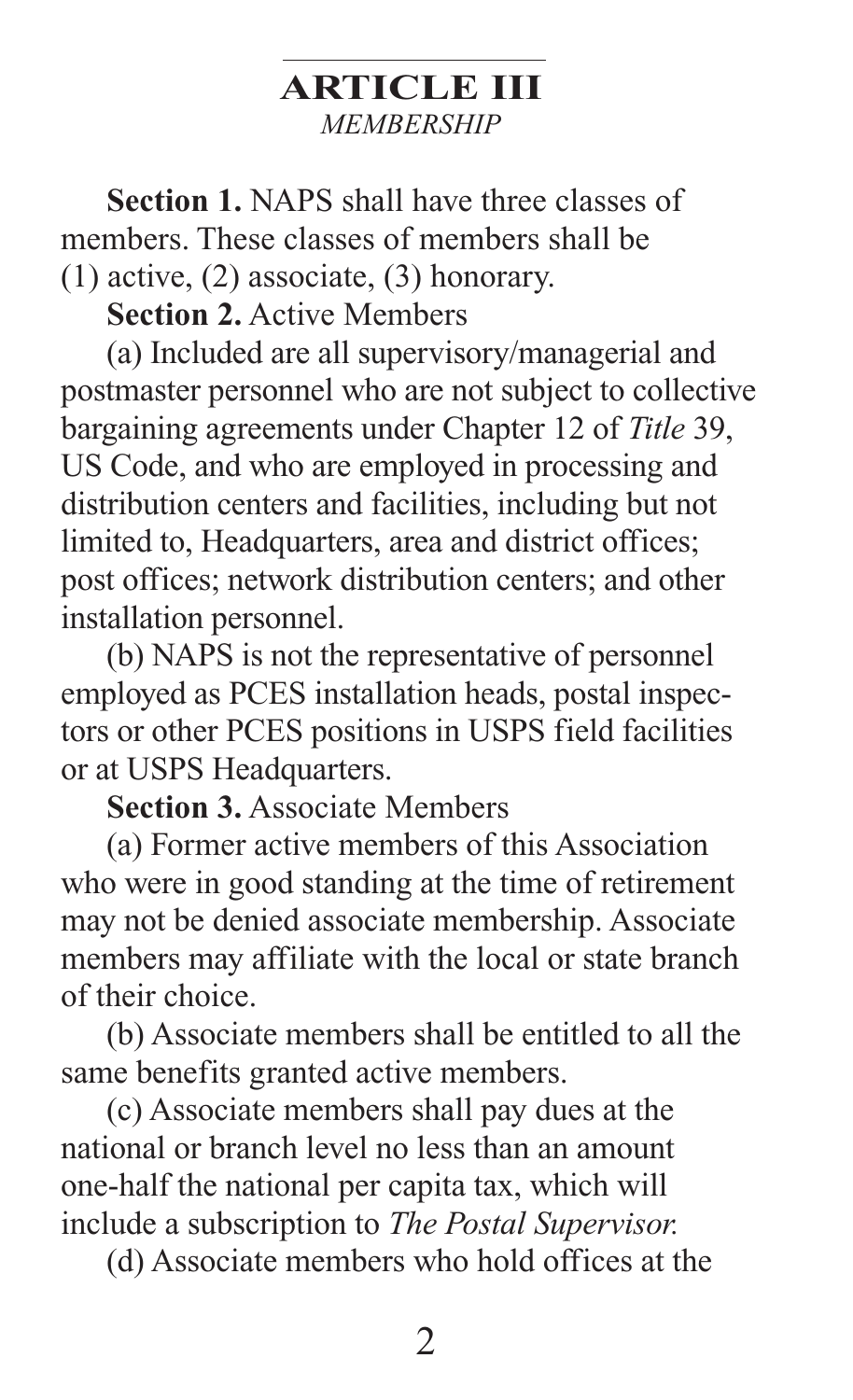## ARTICLE III

*MEMBERSHIP*

**Section 1.** NAPS shall have three classes of members. These classes of members shall be (1) active, (2) associate, (3) honorary.

**Section 2.** Active Members

(a) Included are all supervisory/managerial and postmaster personnel who are not subject to collective bargaining agreements under Chapter 12 of *Title* 39, US Code, and who are employed in processing and distribution centers and facilities, including but not limited to, Headquarters, area and district offices; post offices; network distribution centers; and other installation personnel.

(b) NAPS is not the representative of personnel employed as PCES installation heads, postal inspectors or other PCES positions in USPS field facilities or at USPS Headquarters.

**Section 3.** Associate Members

(a) Former active members of this Association who were in good standing at the time of retirement may not be denied associate membership. Associate members may affiliate with the local or state branch of their choice.

(b) Associate members shall be entitled to all the same benefits granted active members.

(c) Associate members shall pay dues at the national or branch level no less than an amount one-half the national per capita tax, which will include a subscription to *The Postal Supervisor.*

(d) Associate members who hold offices at the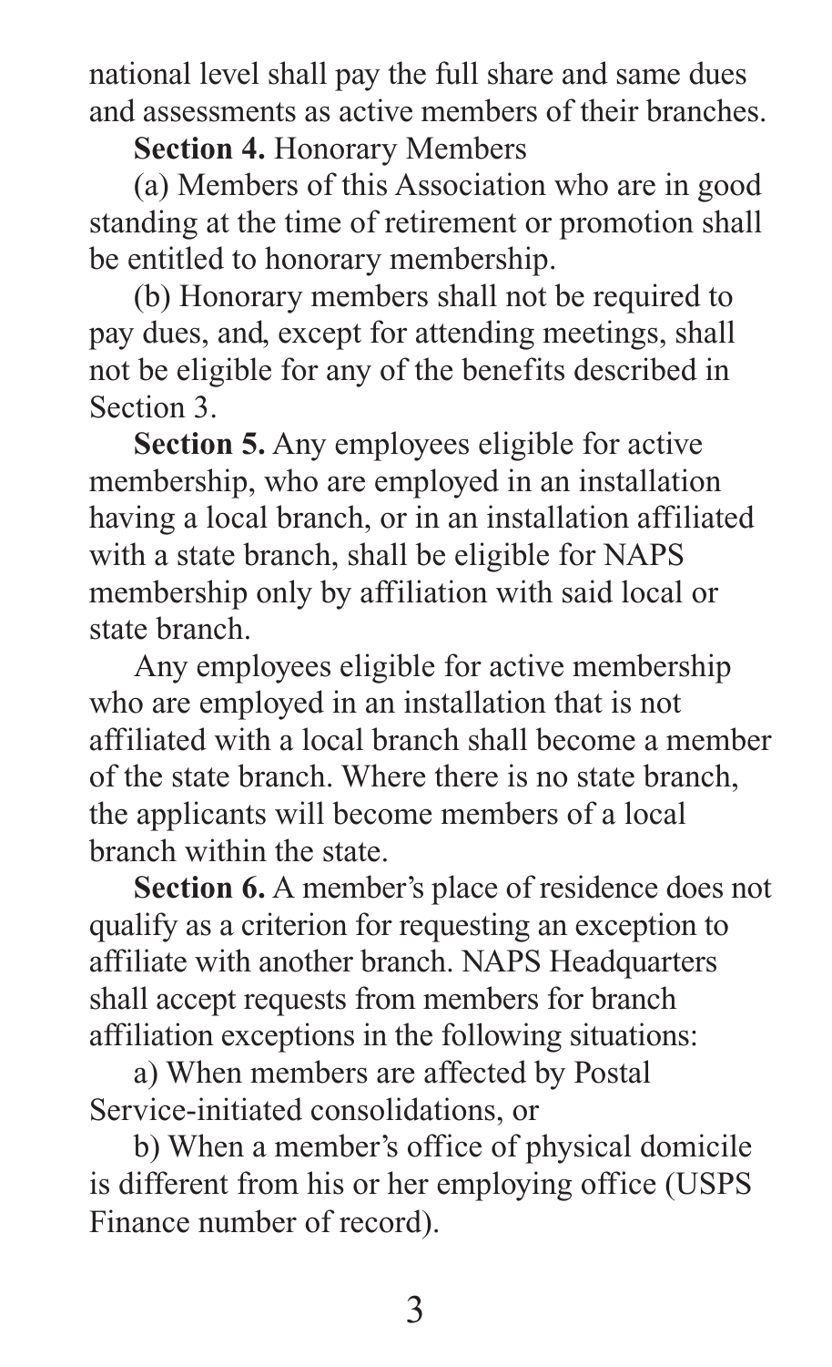national level shall pay the full share and same dues and assessments as active members of their branches.

**Section 4.** Honorary Members

(a) Members of this Association who are in good standing at the time of retirement or promotion shall be entitled to honorary membership.

(b) Honorary members shall not be required to pay dues, and, except for attending meetings, shall not be eligible for any of the benefits described in Section 3.

**Section 5.** Any employees eligible for active membership, who are employed in an installation having a local branch, or in an installation affiliated with a state branch, shall be eligible for NAPS membership only by affiliation with said local or state branch.

Any employees eligible for active membership who are employed in an installation that is not affiliated with a local branch shall become a member of the state branch. Where there is no state branch, the applicants will become members of a local branch within the state.

**Section 6.** A member's place of residence does not qualify as a criterion for requesting an exception to affiliate with another branch. NAPS Headquarters shall accept requests from members for branch affiliation exceptions in the following situations:

a) When members are affected by Postal Service-initiated consolidations, or

b) When a member's office of physical domicile is different from his or her employing office (USPS Finance number of record).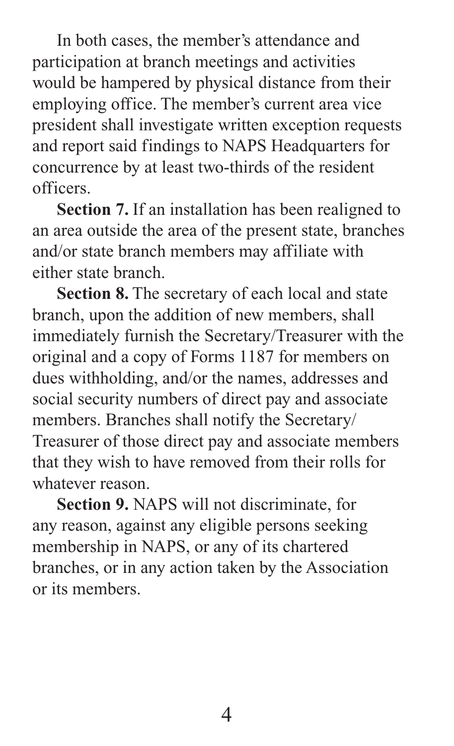In both cases, the member's attendance and participation at branch meetings and activities would be hampered by physical distance from their employing office. The member's current area vice president shall investigate written exception requests and report said findings to NAPS Headquarters for concurrence by at least two-thirds of the resident officers.

**Section 7.** If an installation has been realigned to an area outside the area of the present state, branches and/or state branch members may affiliate with either state branch.

**Section 8.** The secretary of each local and state branch, upon the addition of new members, shall immediately furnish the Secretary/Treasurer with the original and a copy of Forms 1187 for members on dues withholding, and/or the names, addresses and social security numbers of direct pay and associate members. Branches shall notify the Secretary/Treasurer of those direct pay and associate members that they wish to have removed from their rolls for whatever reason.

**Section 9.** NAPS will not discriminate, for any reason, against any eligible persons seeking membership in NAPS, or any of its chartered branches, or in any action taken by the Association or its members.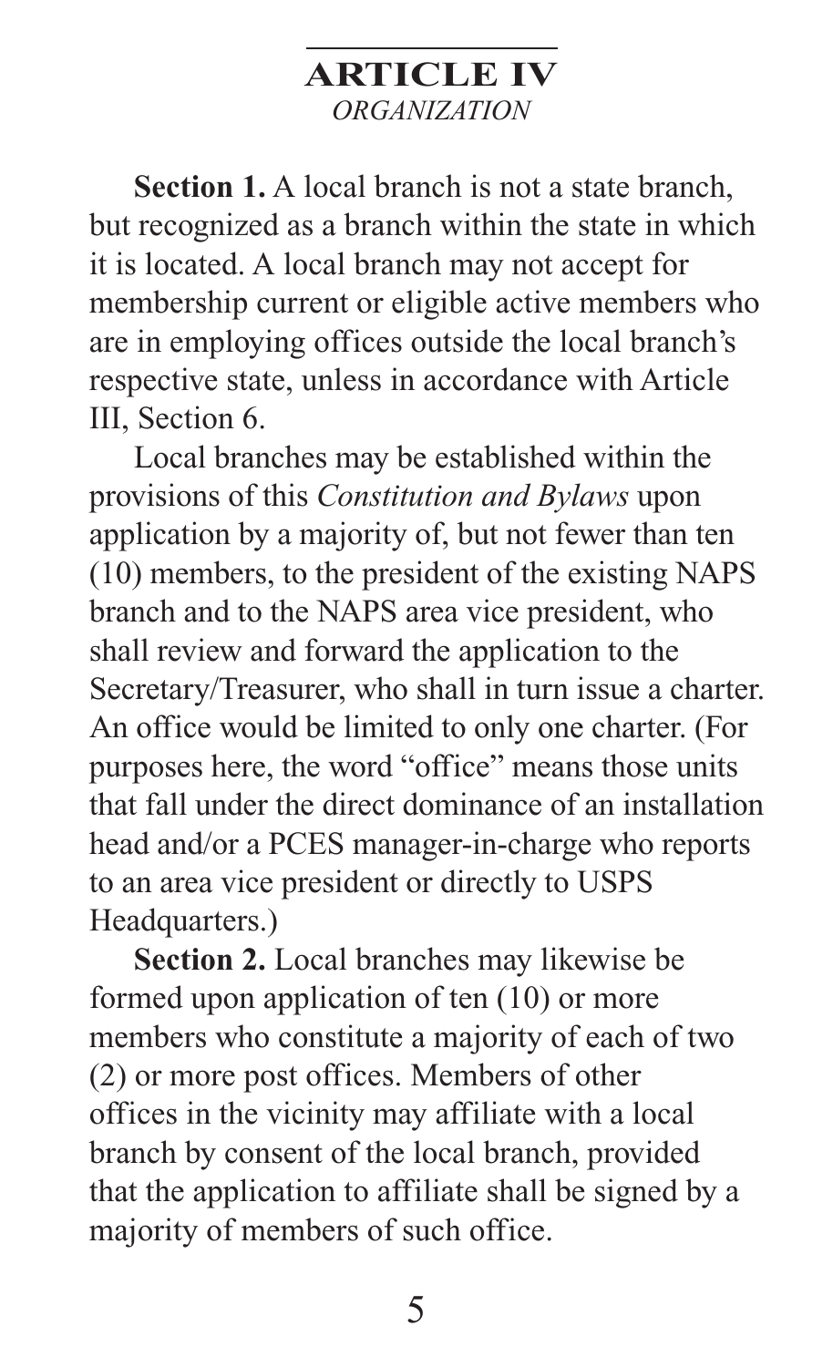# ARTICLE IV

*ORGANIZATION*

**Section 1.** A local branch is not a state branch, but recognized as a branch within the state in which it is located. A local branch may not accept for membership current or eligible active members who are in employing offices outside the local branch's respective state, unless in accordance with Article III, Section 6.

Local branches may be established within the provisions of this *Constitution and Bylaws* upon application by a majority of, but not fewer than ten (10) members, to the president of the existing NAPS branch and to the NAPS area vice president, who shall review and forward the application to the Secretary/Treasurer, who shall in turn issue a charter. An office would be limited to only one charter. (For purposes here, the word "office" means those units that fall under the direct dominance of an installation head and/or a PCES manager-in-charge who reports to an area vice president or directly to USPS Headquarters.)

**Section 2.** Local branches may likewise be formed upon application of ten (10) or more members who constitute a majority of each of two (2) or more post offices. Members of other offices in the vicinity may affiliate with a local branch by consent of the local branch, provided that the application to affiliate shall be signed by a majority of members of such office.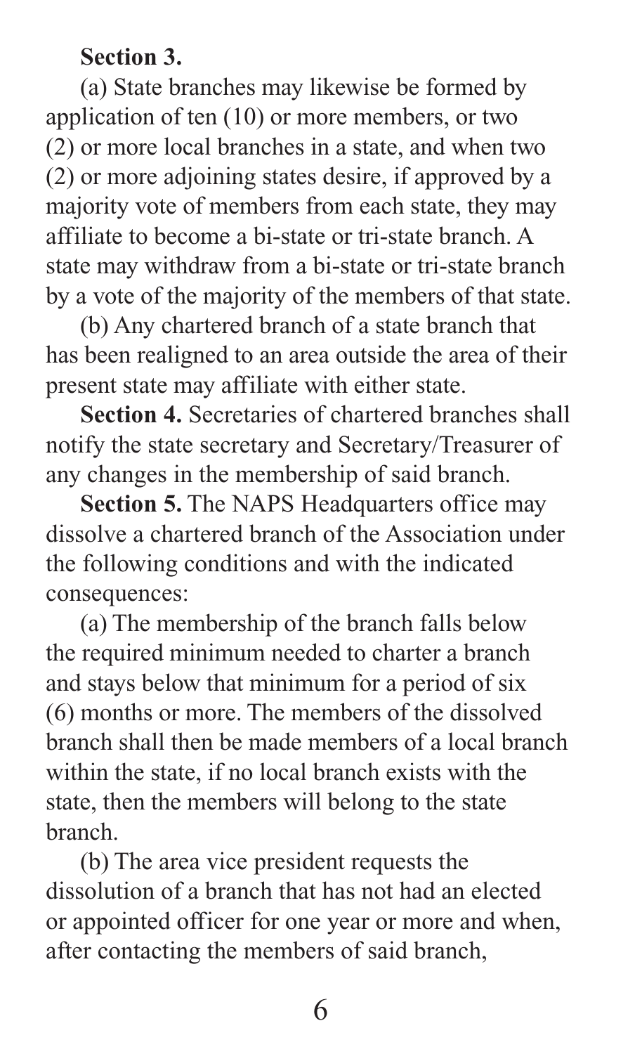**Section 3.**

(a) State branches may likewise be formed by application of ten (10) or more members, or two (2) or more local branches in a state, and when two (2) or more adjoining states desire, if approved by a majority vote of members from each state, they may affiliate to become a bi-state or tri-state branch. A state may withdraw from a bi-state or tri-state branch by a vote of the majority of the members of that state.

(b) Any chartered branch of a state branch that has been realigned to an area outside the area of their present state may affiliate with either state.

**Section 4.** Secretaries of chartered branches shall notify the state secretary and Secretary/Treasurer of any changes in the membership of said branch.

**Section 5.** The NAPS Headquarters office may dissolve a chartered branch of the Association under the following conditions and with the indicated consequences:

(a) The membership of the branch falls below the required minimum needed to charter a branch and stays below that minimum for a period of six (6) months or more. The members of the dissolved branch shall then be made members of a local branch within the state, if no local branch exists with the state, then the members will belong to the state branch.

(b) The area vice president requests the dissolution of a branch that has not had an elected or appointed officer for one year or more and when, after contacting the members of said branch,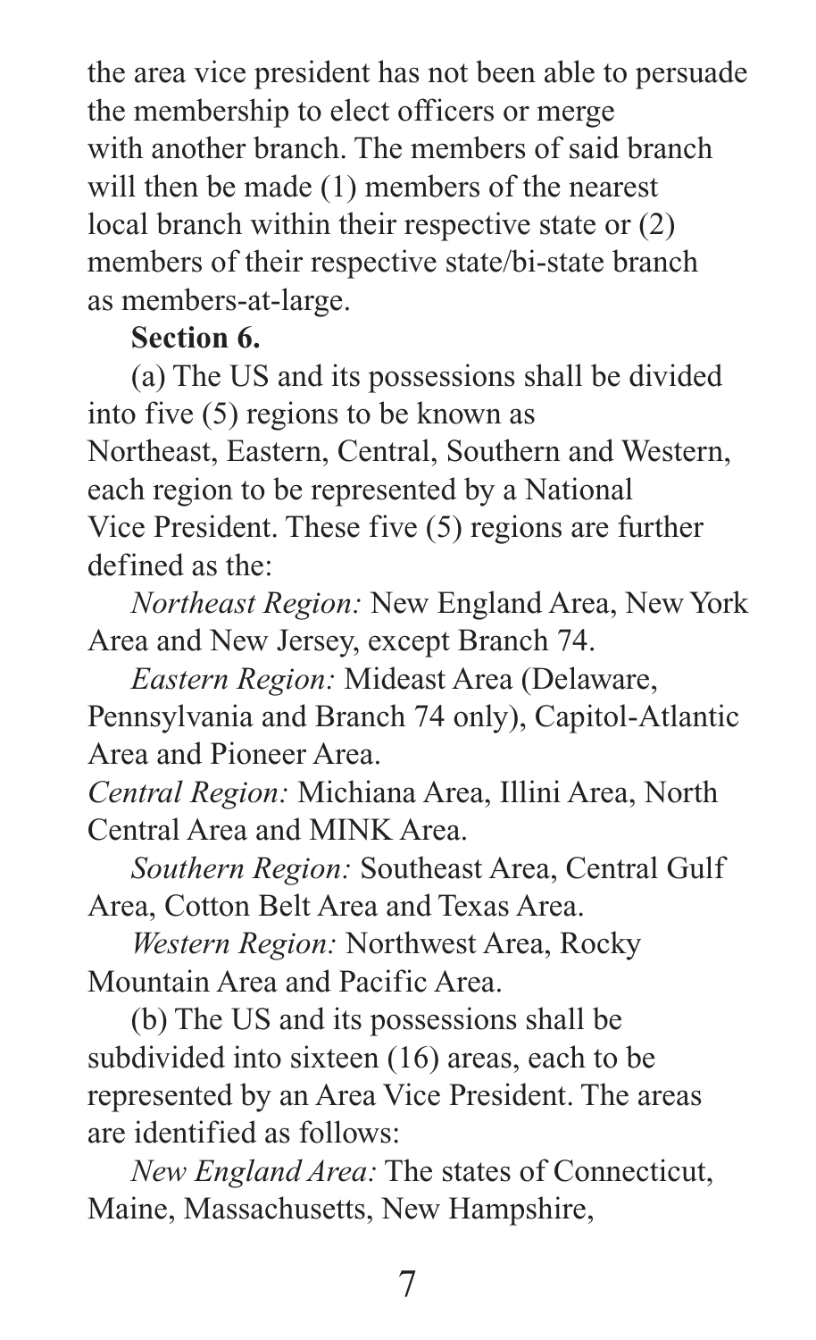the area vice president has not been able to persuade the membership to elect officers or merge with another branch. The members of said branch will then be made (1) members of the nearest local branch within their respective state or (2) members of their respective state/bi-state branch as members-at-large.

**Section 6.**

(a) The US and its possessions shall be divided into five (5) regions to be known as Northeast, Eastern, Central, Southern and Western, each region to be represented by a National Vice President. These five (5) regions are further defined as the:

*Northeast Region:* New England Area, New York Area and New Jersey, except Branch 74.

*Eastern Region:* Mideast Area (Delaware, Pennsylvania and Branch 74 only), Capitol-Atlantic Area and Pioneer Area.

*Central Region:* Michiana Area, Illini Area, North Central Area and MINK Area.

*Southern Region:* Southeast Area, Central Gulf Area, Cotton Belt Area and Texas Area.

*Western Region:* Northwest Area, Rocky Mountain Area and Pacific Area.

(b) The US and its possessions shall be subdivided into sixteen (16) areas, each to be represented by an Area Vice President. The areas are identified as follows:

*New England Area:* The states of Connecticut, Maine, Massachusetts, New Hampshire,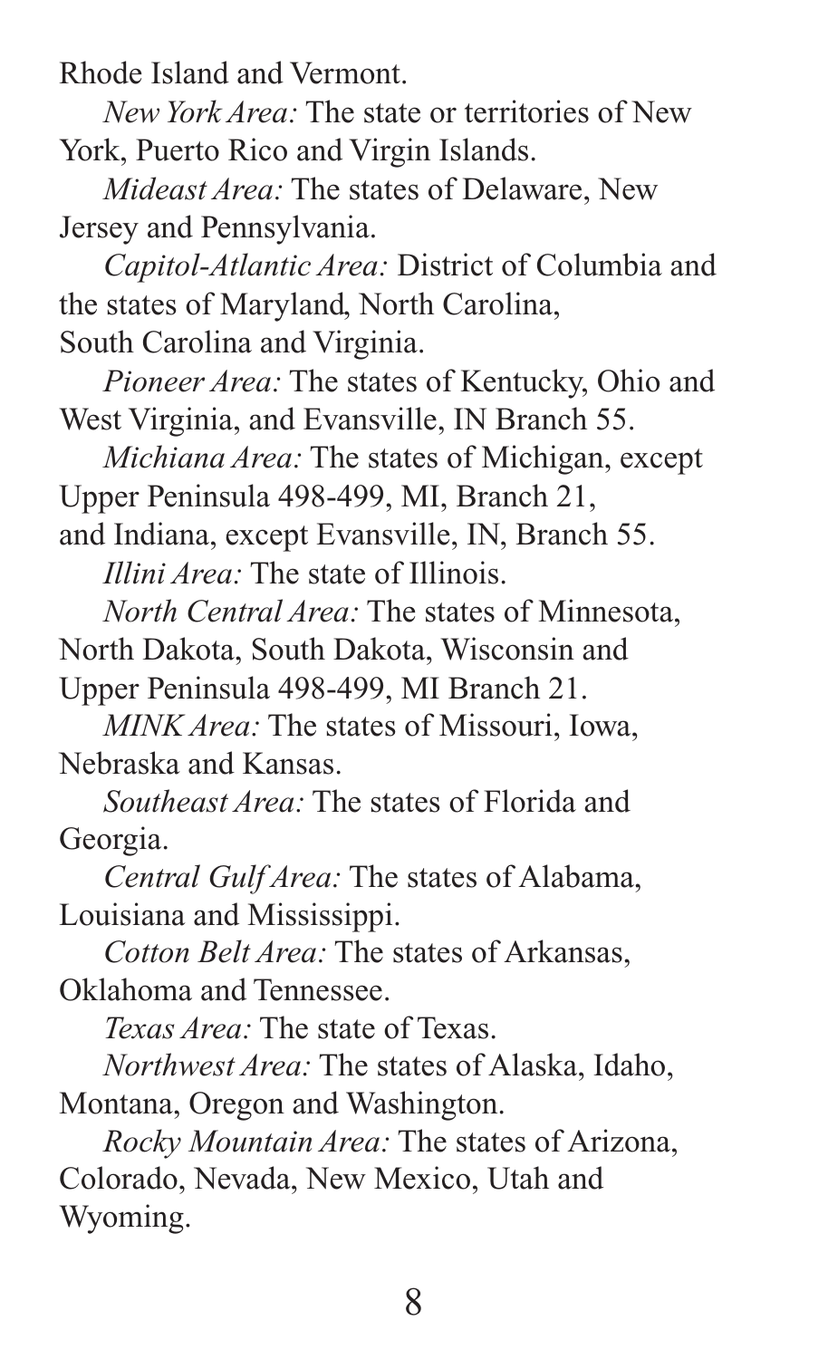Rhode Island and Vermont.

*New York Area:* The state or territories of New York, Puerto Rico and Virgin Islands.

*Mideast Area:* The states of Delaware, New Jersey and Pennsylvania.

*Capitol-Atlantic Area:* District of Columbia and the states of Maryland, North Carolina, South Carolina and Virginia.

*Pioneer Area:* The states of Kentucky, Ohio and West Virginia, and Evansville, IN Branch 55.

*Michiana Area:* The states of Michigan, except Upper Peninsula 498-499, MI, Branch 21, and Indiana, except Evansville, IN, Branch 55.

*Illini Area:* The state of Illinois.

*North Central Area:* The states of Minnesota, North Dakota, South Dakota, Wisconsin and Upper Peninsula 498-499, MI Branch 21.

*MINK Area:* The states of Missouri, Iowa, Nebraska and Kansas.

*Southeast Area:* The states of Florida and Georgia.

*Central Gulf Area:* The states of Alabama, Louisiana and Mississippi.

*Cotton Belt Area:* The states of Arkansas, Oklahoma and Tennessee.

*Texas Area:* The state of Texas.

*Northwest Area:* The states of Alaska, Idaho, Montana, Oregon and Washington.

*Rocky Mountain Area:* The states of Arizona, Colorado, Nevada, New Mexico, Utah and Wyoming.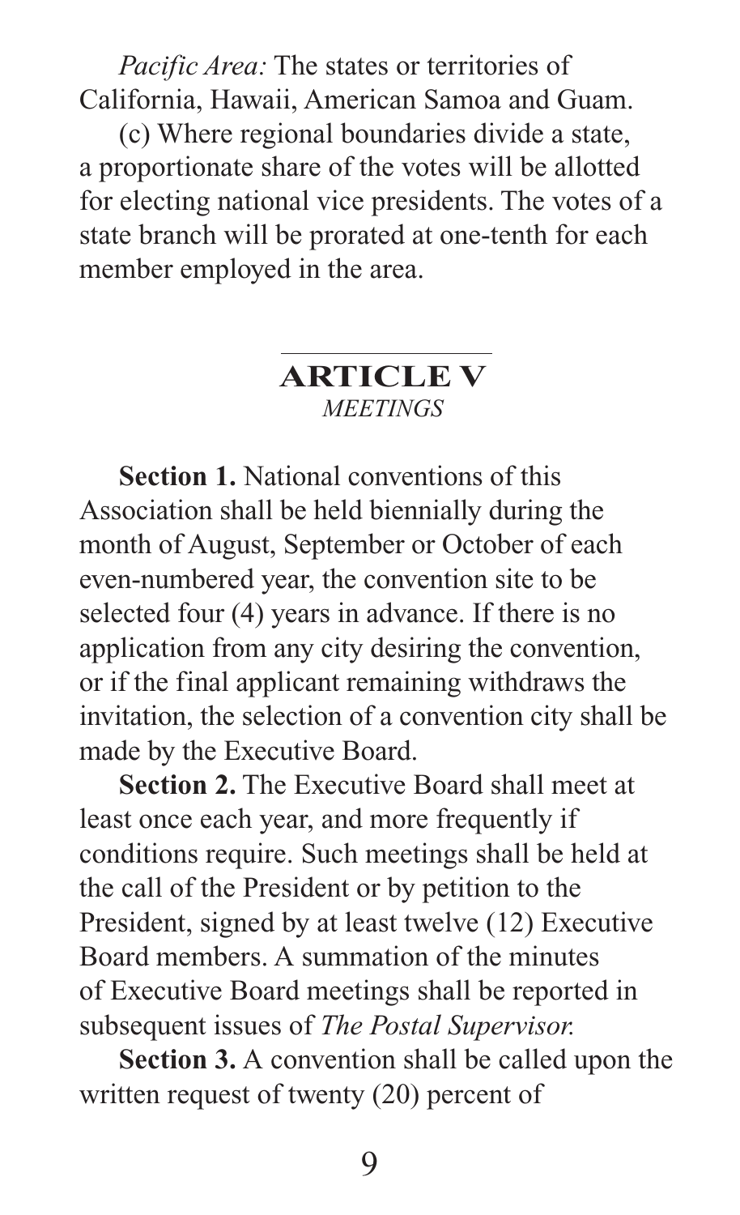*Pacific Area:* The states or territories of California, Hawaii, American Samoa and Guam.

(c) Where regional boundaries divide a state, a proportionate share of the votes will be allotted for electing national vice presidents. The votes of a state branch will be prorated at one-tenth for each member employed in the area.

## ARTICLE V
*MEETINGS*

**Section 1.** National conventions of this Association shall be held biennially during the month of August, September or October of each even-numbered year, the convention site to be selected four (4) years in advance. If there is no application from any city desiring the convention, or if the final applicant remaining withdraws the invitation, the selection of a convention city shall be made by the Executive Board.

**Section 2.** The Executive Board shall meet at least once each year, and more frequently if conditions require. Such meetings shall be held at the call of the President or by petition to the President, signed by at least twelve (12) Executive Board members. A summation of the minutes of Executive Board meetings shall be reported in subsequent issues of *The Postal Supervisor.*

**Section 3.** A convention shall be called upon the written request of twenty (20) percent of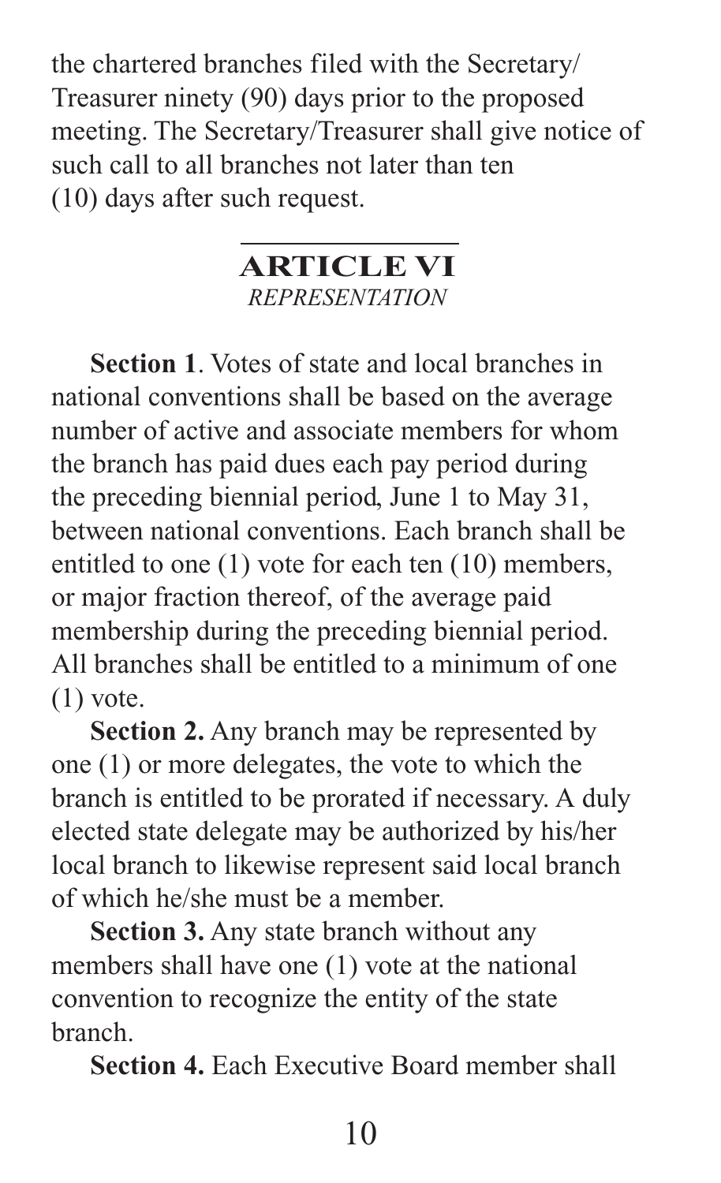the chartered branches filed with the Secretary/Treasurer ninety (90) days prior to the proposed meeting. The Secretary/Treasurer shall give notice of such call to all branches not later than ten (10) days after such request.

## ARTICLE VI
*REPRESENTATION*

**Section 1**. Votes of state and local branches in national conventions shall be based on the average number of active and associate members for whom the branch has paid dues each pay period during the preceding biennial period, June 1 to May 31, between national conventions. Each branch shall be entitled to one (1) vote for each ten (10) members, or major fraction thereof, of the average paid membership during the preceding biennial period. All branches shall be entitled to a minimum of one (1) vote.

**Section 2.** Any branch may be represented by one (1) or more delegates, the vote to which the branch is entitled to be prorated if necessary. A duly elected state delegate may be authorized by his/her local branch to likewise represent said local branch of which he/she must be a member.

**Section 3.** Any state branch without any members shall have one (1) vote at the national convention to recognize the entity of the state branch.

**Section 4.** Each Executive Board member shall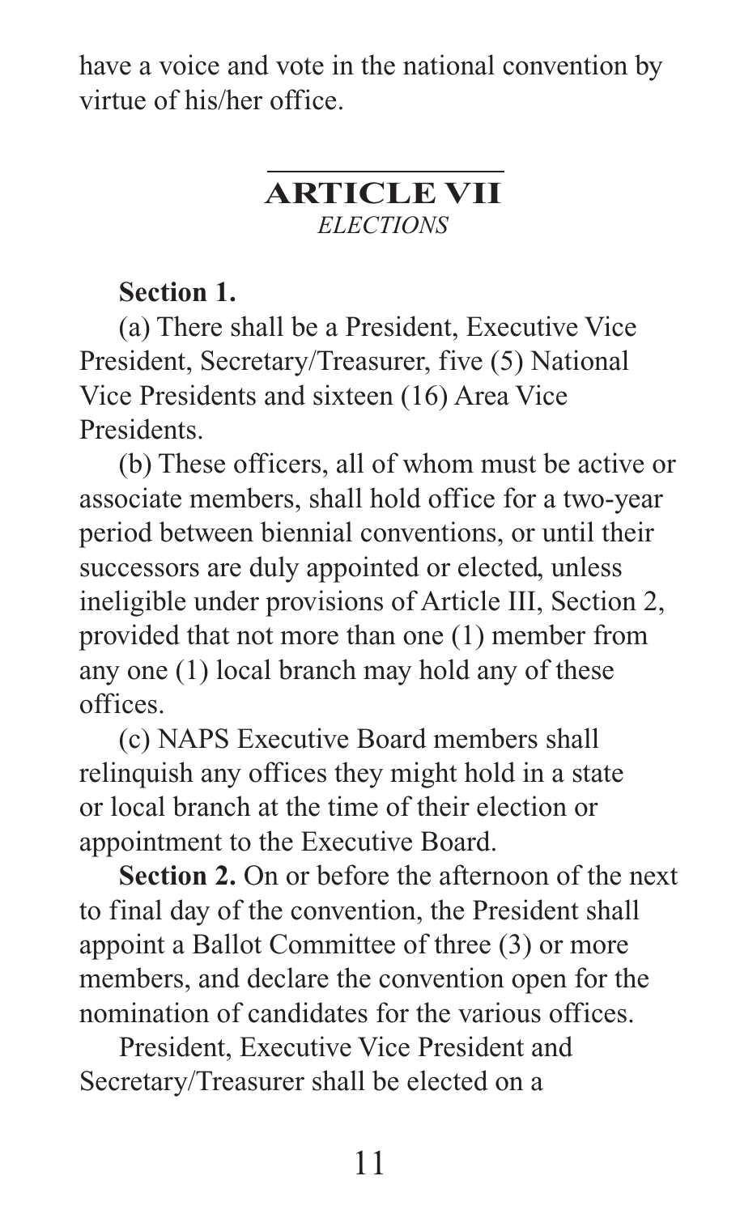have a voice and vote in the national convention by virtue of his/her office.

## ARTICLE VII
*ELECTIONS*

**Section 1.**

(a) There shall be a President, Executive Vice President, Secretary/Treasurer, five (5) National Vice Presidents and sixteen (16) Area Vice Presidents.

(b) These officers, all of whom must be active or associate members, shall hold office for a two-year period between biennial conventions, or until their successors are duly appointed or elected, unless ineligible under provisions of Article III, Section 2, provided that not more than one (1) member from any one (1) local branch may hold any of these offices.

(c) NAPS Executive Board members shall relinquish any offices they might hold in a state or local branch at the time of their election or appointment to the Executive Board.

**Section 2.** On or before the afternoon of the next to final day of the convention, the President shall appoint a Ballot Committee of three (3) or more members, and declare the convention open for the nomination of candidates for the various offices.

President, Executive Vice President and Secretary/Treasurer shall be elected on a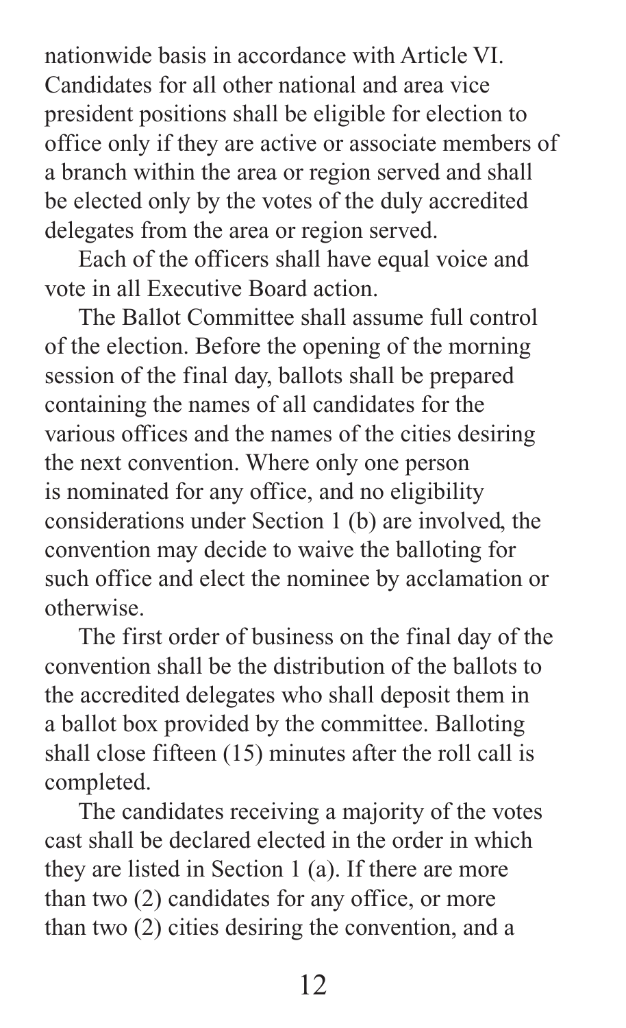nationwide basis in accordance with Article VI. Candidates for all other national and area vice president positions shall be eligible for election to office only if they are active or associate members of a branch within the area or region served and shall be elected only by the votes of the duly accredited delegates from the area or region served.

Each of the officers shall have equal voice and vote in all Executive Board action.

The Ballot Committee shall assume full control of the election. Before the opening of the morning session of the final day, ballots shall be prepared containing the names of all candidates for the various offices and the names of the cities desiring the next convention. Where only one person is nominated for any office, and no eligibility considerations under Section 1 (b) are involved, the convention may decide to waive the balloting for such office and elect the nominee by acclamation or otherwise.

The first order of business on the final day of the convention shall be the distribution of the ballots to the accredited delegates who shall deposit them in a ballot box provided by the committee. Balloting shall close fifteen (15) minutes after the roll call is completed.

The candidates receiving a majority of the votes cast shall be declared elected in the order in which they are listed in Section 1 (a). If there are more than two (2) candidates for any office, or more than two (2) cities desiring the convention, and a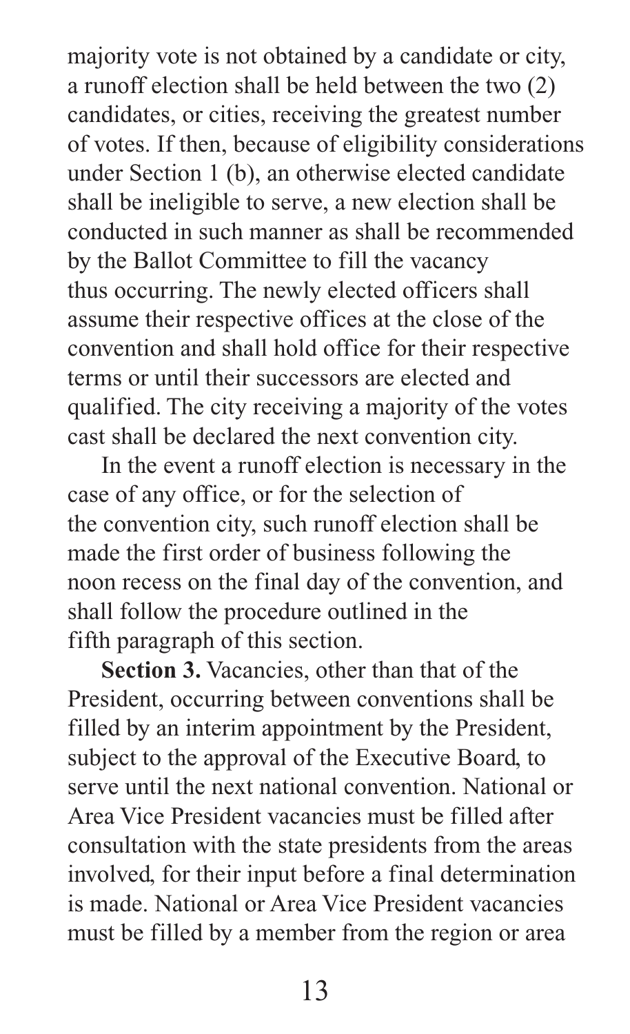majority vote is not obtained by a candidate or city, a runoff election shall be held between the two (2) candidates, or cities, receiving the greatest number of votes. If then, because of eligibility considerations under Section 1 (b), an otherwise elected candidate shall be ineligible to serve, a new election shall be conducted in such manner as shall be recommended by the Ballot Committee to fill the vacancy thus occurring. The newly elected officers shall assume their respective offices at the close of the convention and shall hold office for their respective terms or until their successors are elected and qualified. The city receiving a majority of the votes cast shall be declared the next convention city.

In the event a runoff election is necessary in the case of any office, or for the selection of the convention city, such runoff election shall be made the first order of business following the noon recess on the final day of the convention, and shall follow the procedure outlined in the fifth paragraph of this section.

**Section 3.** Vacancies, other than that of the President, occurring between conventions shall be filled by an interim appointment by the President, subject to the approval of the Executive Board, to serve until the next national convention. National or Area Vice President vacancies must be filled after consultation with the state presidents from the areas involved, for their input before a final determination is made. National or Area Vice President vacancies must be filled by a member from the region or area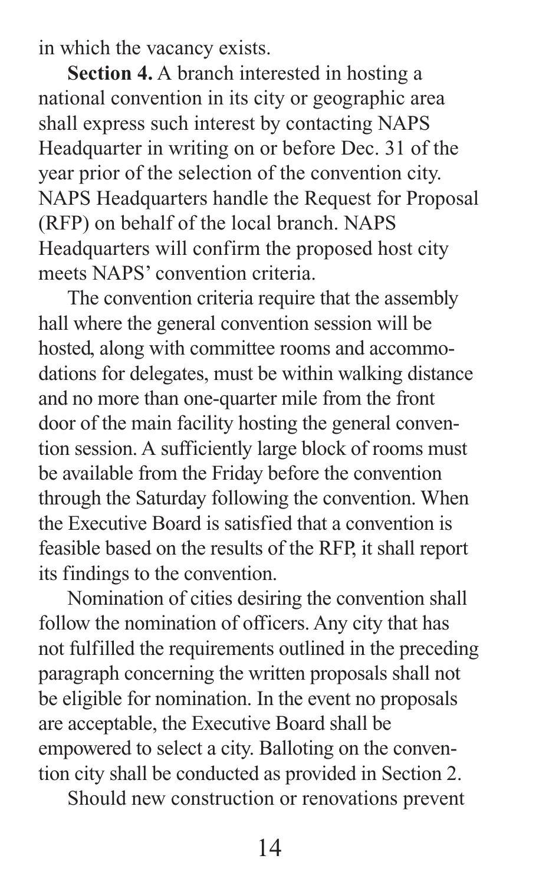in which the vacancy exists.

**Section 4.** A branch interested in hosting a national convention in its city or geographic area shall express such interest by contacting NAPS Headquarter in writing on or before Dec. 31 of the year prior of the selection of the convention city. NAPS Headquarters handle the Request for Proposal (RFP) on behalf of the local branch. NAPS Headquarters will confirm the proposed host city meets NAPS' convention criteria.

The convention criteria require that the assembly hall where the general convention session will be hosted, along with committee rooms and accommodations for delegates, must be within walking distance and no more than one-quarter mile from the front door of the main facility hosting the general convention session. A sufficiently large block of rooms must be available from the Friday before the convention through the Saturday following the convention. When the Executive Board is satisfied that a convention is feasible based on the results of the RFP, it shall report its findings to the convention.

Nomination of cities desiring the convention shall follow the nomination of officers. Any city that has not fulfilled the requirements outlined in the preceding paragraph concerning the written proposals shall not be eligible for nomination. In the event no proposals are acceptable, the Executive Board shall be empowered to select a city. Balloting on the convention city shall be conducted as provided in Section 2.

Should new construction or renovations prevent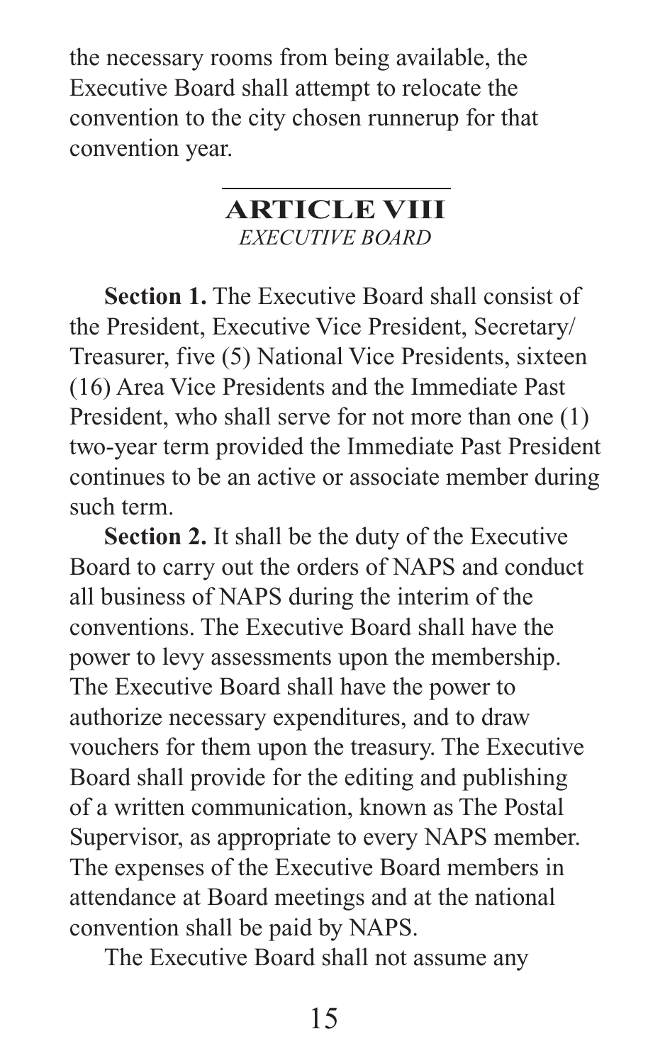the necessary rooms from being available, the Executive Board shall attempt to relocate the convention to the city chosen runnerup for that convention year.

## ARTICLE VIII
*EXECUTIVE BOARD*

**Section 1.** The Executive Board shall consist of the President, Executive Vice President, Secretary/ Treasurer, five (5) National Vice Presidents, sixteen (16) Area Vice Presidents and the Immediate Past President, who shall serve for not more than one (1) two-year term provided the Immediate Past President continues to be an active or associate member during such term.

**Section 2.** It shall be the duty of the Executive Board to carry out the orders of NAPS and conduct all business of NAPS during the interim of the conventions. The Executive Board shall have the power to levy assessments upon the membership. The Executive Board shall have the power to authorize necessary expenditures, and to draw vouchers for them upon the treasury. The Executive Board shall provide for the editing and publishing of a written communication, known as The Postal Supervisor, as appropriate to every NAPS member. The expenses of the Executive Board members in attendance at Board meetings and at the national convention shall be paid by NAPS.

The Executive Board shall not assume any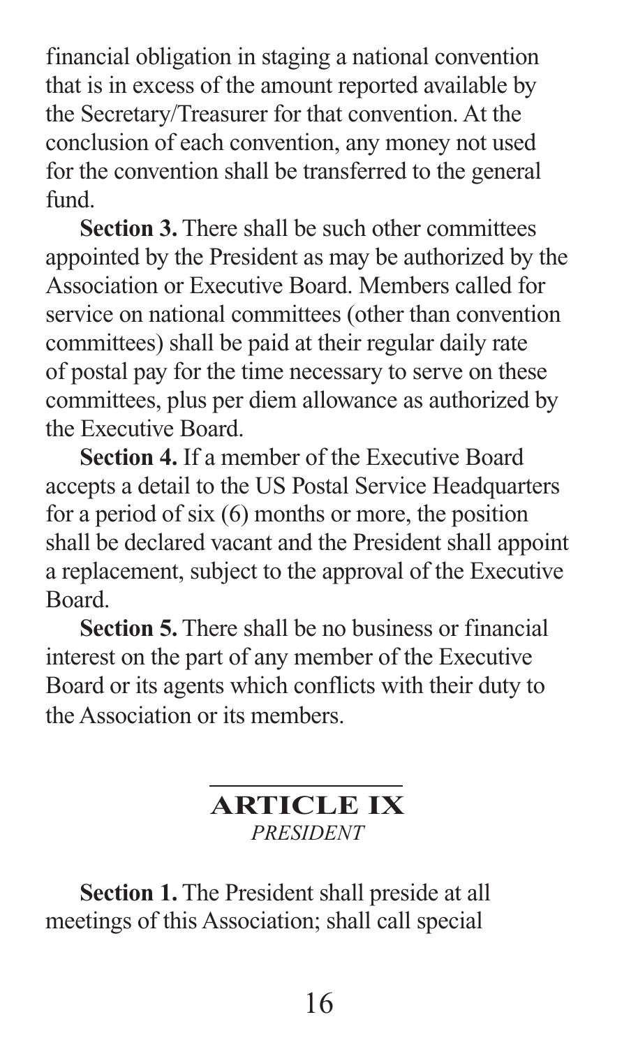financial obligation in staging a national convention that is in excess of the amount reported available by the Secretary/Treasurer for that convention. At the conclusion of each convention, any money not used for the convention shall be transferred to the general fund.

**Section 3.** There shall be such other committees appointed by the President as may be authorized by the Association or Executive Board. Members called for service on national committees (other than convention committees) shall be paid at their regular daily rate of postal pay for the time necessary to serve on these committees, plus per diem allowance as authorized by the Executive Board.

**Section 4.** If a member of the Executive Board accepts a detail to the US Postal Service Headquarters for a period of six (6) months or more, the position shall be declared vacant and the President shall appoint a replacement, subject to the approval of the Executive Board.

**Section 5.** There shall be no business or financial interest on the part of any member of the Executive Board or its agents which conflicts with their duty to the Association or its members.

## ARTICLE IX
*PRESIDENT*

**Section 1.** The President shall preside at all meetings of this Association; shall call special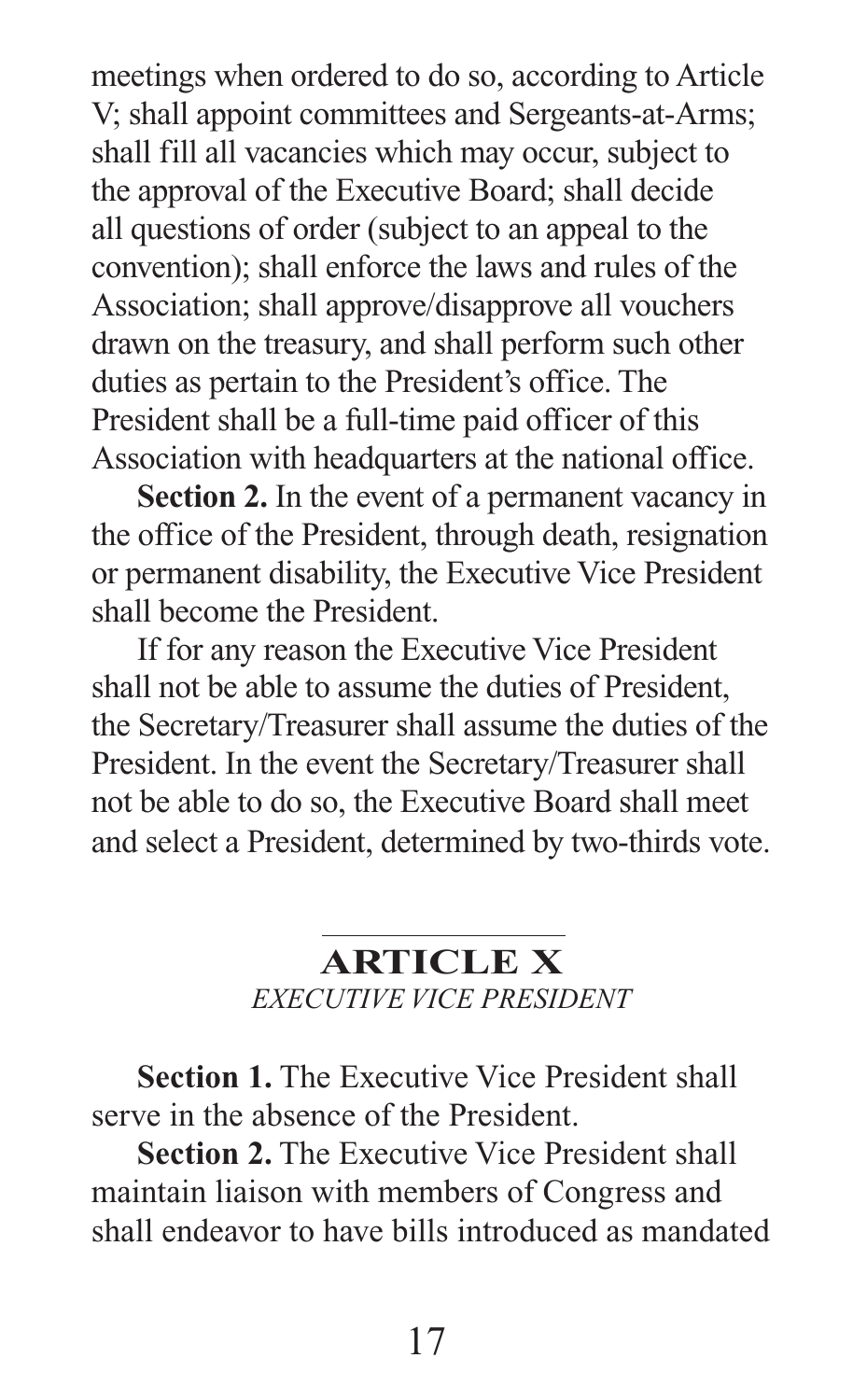meetings when ordered to do so, according to Article V; shall appoint committees and Sergeants-at-Arms; shall fill all vacancies which may occur, subject to the approval of the Executive Board; shall decide all questions of order (subject to an appeal to the convention); shall enforce the laws and rules of the Association; shall approve/disapprove all vouchers drawn on the treasury, and shall perform such other duties as pertain to the President's office. The President shall be a full-time paid officer of this Association with headquarters at the national office.

**Section 2.** In the event of a permanent vacancy in the office of the President, through death, resignation or permanent disability, the Executive Vice President shall become the President.

If for any reason the Executive Vice President shall not be able to assume the duties of President, the Secretary/Treasurer shall assume the duties of the President. In the event the Secretary/Treasurer shall not be able to do so, the Executive Board shall meet and select a President, determined by two-thirds vote.

## ARTICLE X
*EXECUTIVE VICE PRESIDENT*

**Section 1.** The Executive Vice President shall serve in the absence of the President.

**Section 2.** The Executive Vice President shall maintain liaison with members of Congress and shall endeavor to have bills introduced as mandated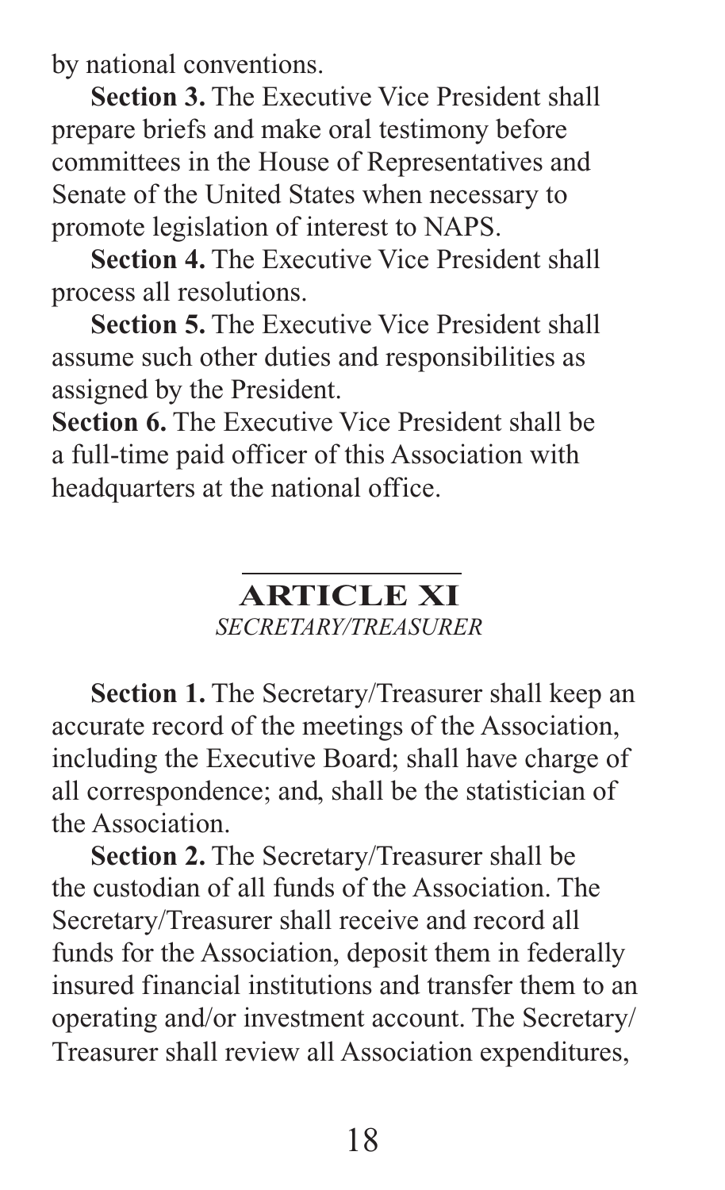by national conventions.

**Section 3.** The Executive Vice President shall prepare briefs and make oral testimony before committees in the House of Representatives and Senate of the United States when necessary to promote legislation of interest to NAPS.

**Section 4.** The Executive Vice President shall process all resolutions.

**Section 5.** The Executive Vice President shall assume such other duties and responsibilities as assigned by the President.

**Section 6.** The Executive Vice President shall be a full-time paid officer of this Association with headquarters at the national office.

## ARTICLE XI

*SECRETARY/TREASURER*

**Section 1.** The Secretary/Treasurer shall keep an accurate record of the meetings of the Association, including the Executive Board; shall have charge of all correspondence; and, shall be the statistician of the Association.

**Section 2.** The Secretary/Treasurer shall be the custodian of all funds of the Association. The Secretary/Treasurer shall receive and record all funds for the Association, deposit them in federally insured financial institutions and transfer them to an operating and/or investment account. The Secretary/Treasurer shall review all Association expenditures,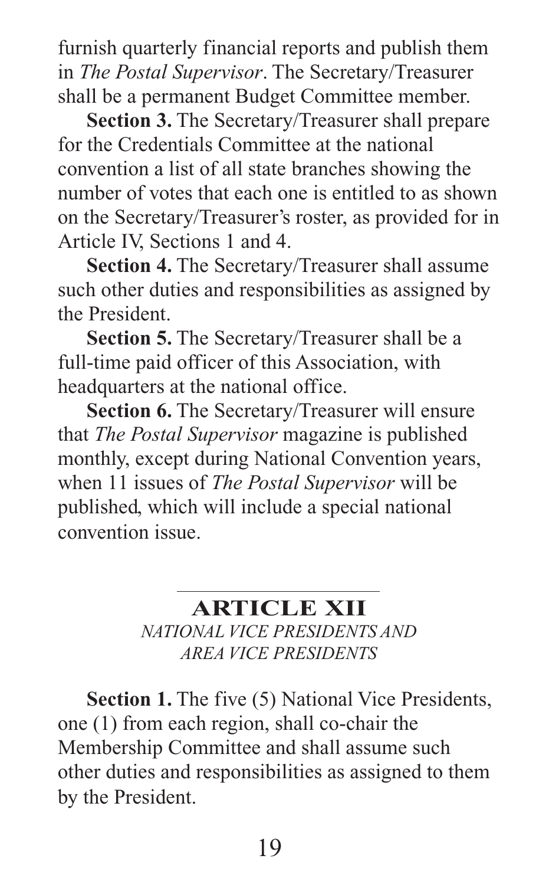furnish quarterly financial reports and publish them in *The Postal Supervisor*. The Secretary/Treasurer shall be a permanent Budget Committee member.

**Section 3.** The Secretary/Treasurer shall prepare for the Credentials Committee at the national convention a list of all state branches showing the number of votes that each one is entitled to as shown on the Secretary/Treasurer's roster, as provided for in Article IV, Sections 1 and 4.

**Section 4.** The Secretary/Treasurer shall assume such other duties and responsibilities as assigned by the President.

**Section 5.** The Secretary/Treasurer shall be a full-time paid officer of this Association, with headquarters at the national office.

**Section 6.** The Secretary/Treasurer will ensure that *The Postal Supervisor* magazine is published monthly, except during National Convention years, when 11 issues of *The Postal Supervisor* will be published, which will include a special national convention issue.

## ARTICLE XII

*NATIONAL VICE PRESIDENTS AND AREA VICE PRESIDENTS*

**Section 1.** The five (5) National Vice Presidents, one (1) from each region, shall co-chair the Membership Committee and shall assume such other duties and responsibilities as assigned to them by the President.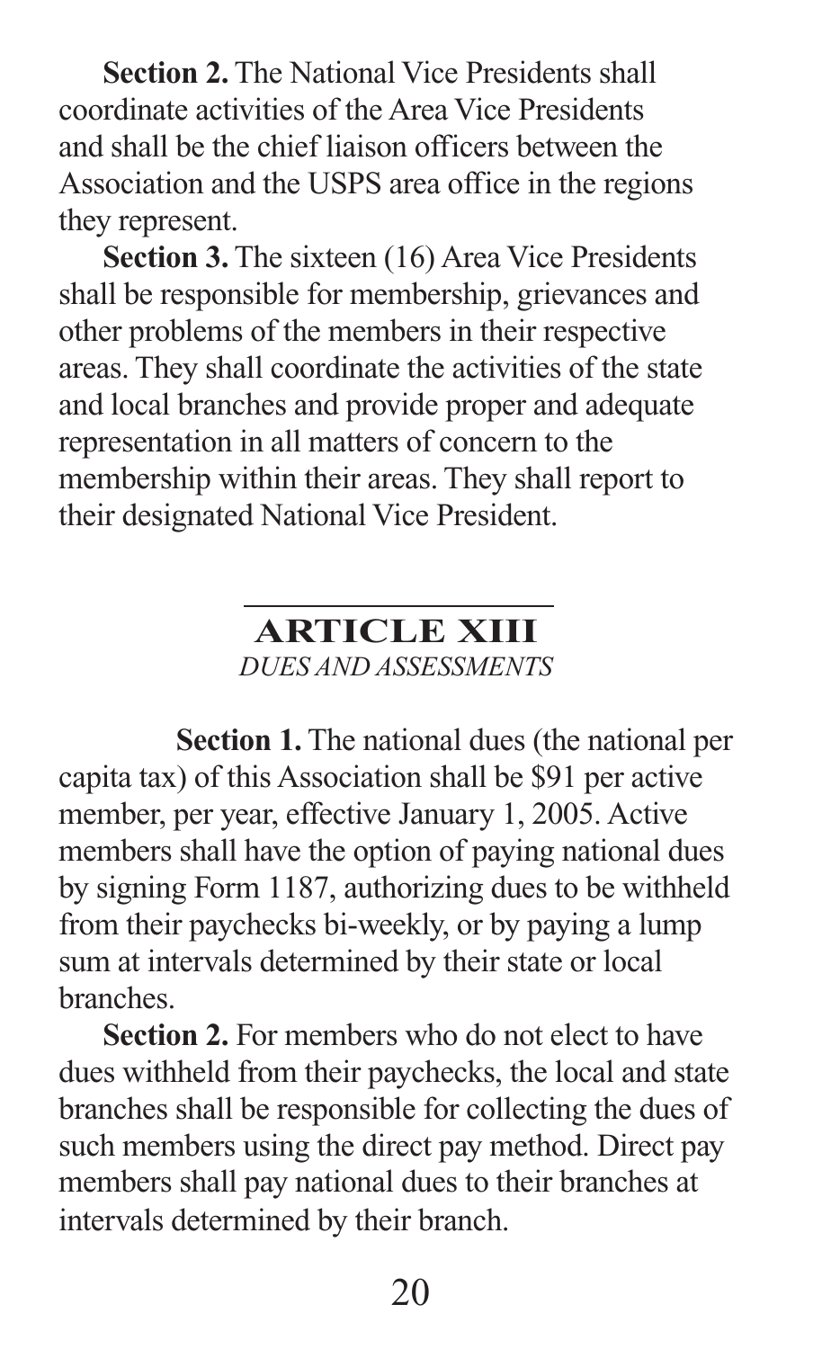**Section 2.** The National Vice Presidents shall coordinate activities of the Area Vice Presidents and shall be the chief liaison officers between the Association and the USPS area office in the regions they represent.

**Section 3.** The sixteen (16) Area Vice Presidents shall be responsible for membership, grievances and other problems of the members in their respective areas. They shall coordinate the activities of the state and local branches and provide proper and adequate representation in all matters of concern to the membership within their areas. They shall report to their designated National Vice President.

## ARTICLE XIII

*DUES AND ASSESSMENTS*

**Section 1.** The national dues (the national per capita tax) of this Association shall be $91 per active member, per year, effective January 1, 2005. Active members shall have the option of paying national dues by signing Form 1187, authorizing dues to be withheld from their paychecks bi-weekly, or by paying a lump sum at intervals determined by their state or local branches.

**Section 2.** For members who do not elect to have dues withheld from their paychecks, the local and state branches shall be responsible for collecting the dues of such members using the direct pay method. Direct pay members shall pay national dues to their branches at intervals determined by their branch.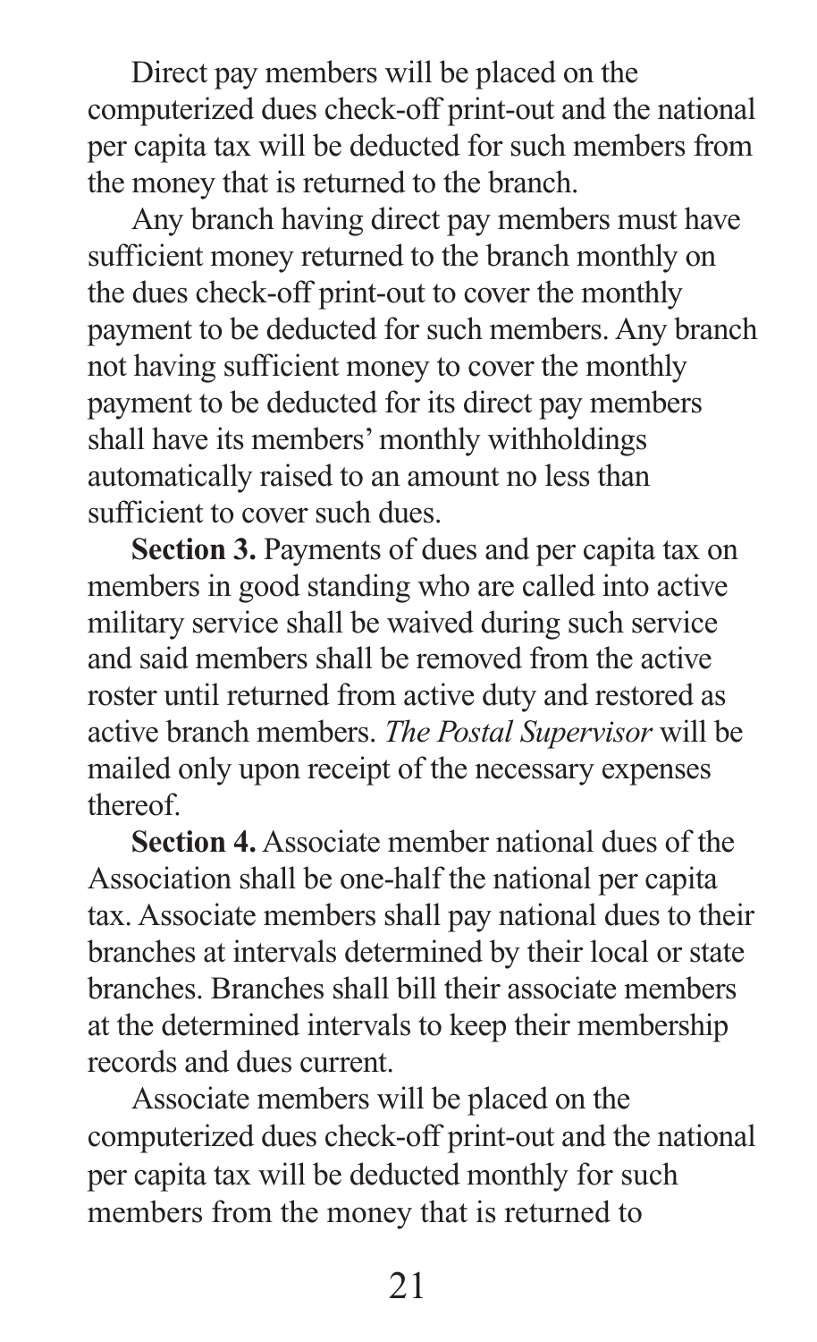Direct pay members will be placed on the computerized dues check-off print-out and the national per capita tax will be deducted for such members from the money that is returned to the branch.

Any branch having direct pay members must have sufficient money returned to the branch monthly on the dues check-off print-out to cover the monthly payment to be deducted for such members. Any branch not having sufficient money to cover the monthly payment to be deducted for its direct pay members shall have its members' monthly withholdings automatically raised to an amount no less than sufficient to cover such dues.

**Section 3.** Payments of dues and per capita tax on members in good standing who are called into active military service shall be waived during such service and said members shall be removed from the active roster until returned from active duty and restored as active branch members. *The Postal Supervisor* will be mailed only upon receipt of the necessary expenses thereof.

**Section 4.** Associate member national dues of the Association shall be one-half the national per capita tax. Associate members shall pay national dues to their branches at intervals determined by their local or state branches. Branches shall bill their associate members at the determined intervals to keep their membership records and dues current.

Associate members will be placed on the computerized dues check-off print-out and the national per capita tax will be deducted monthly for such members from the money that is returned to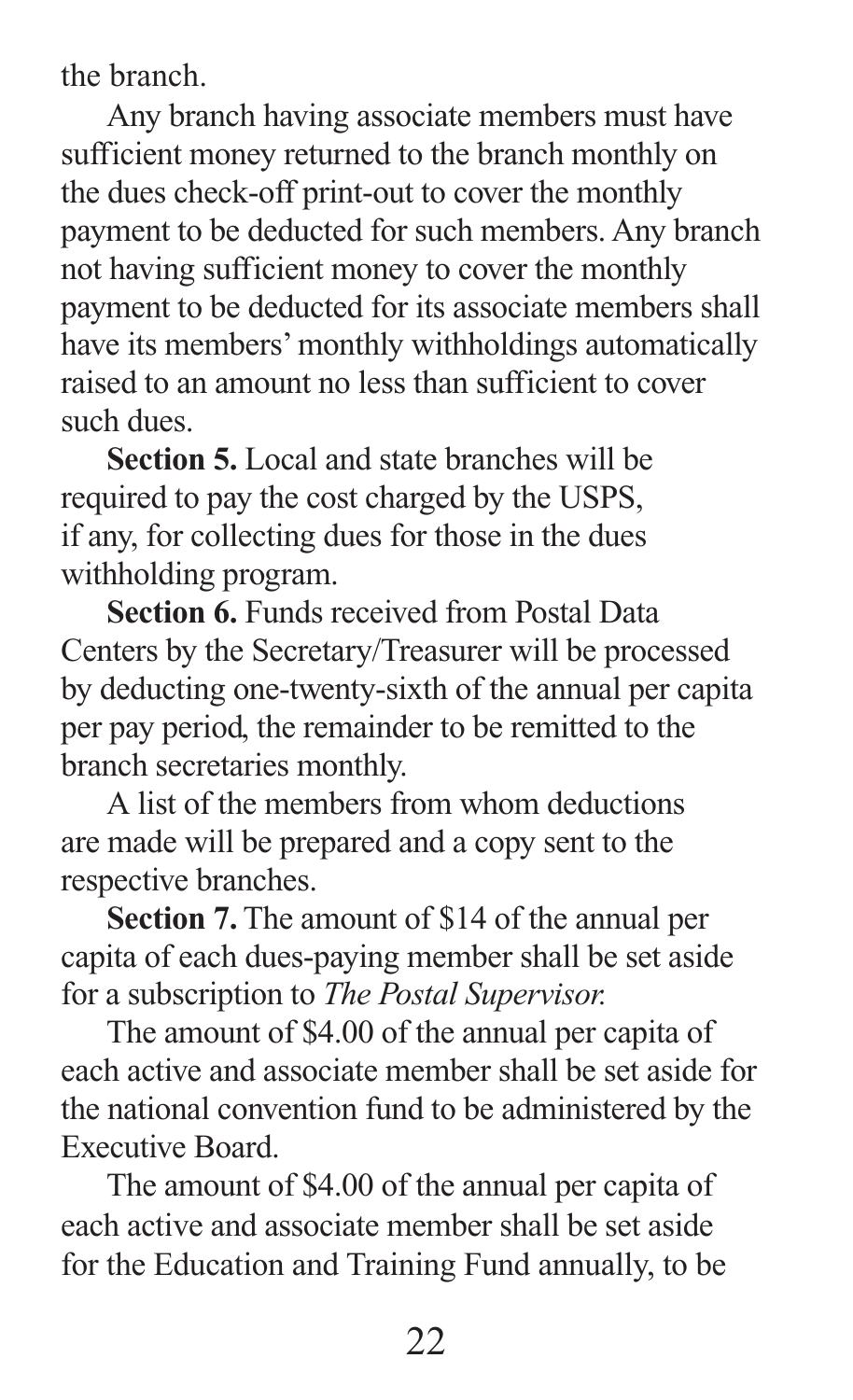the branch.

Any branch having associate members must have sufficient money returned to the branch monthly on the dues check-off print-out to cover the monthly payment to be deducted for such members. Any branch not having sufficient money to cover the monthly payment to be deducted for its associate members shall have its members' monthly withholdings automatically raised to an amount no less than sufficient to cover such dues.

**Section 5.** Local and state branches will be required to pay the cost charged by the USPS, if any, for collecting dues for those in the dues withholding program.

**Section 6.** Funds received from Postal Data Centers by the Secretary/Treasurer will be processed by deducting one-twenty-sixth of the annual per capita per pay period, the remainder to be remitted to the branch secretaries monthly.

A list of the members from whom deductions are made will be prepared and a copy sent to the respective branches.

**Section 7.** The amount of $14 of the annual per capita of each dues-paying member shall be set aside for a subscription to *The Postal Supervisor.*

The amount of $4.00 of the annual per capita of each active and associate member shall be set aside for the national convention fund to be administered by the Executive Board.

The amount of $4.00 of the annual per capita of each active and associate member shall be set aside for the Education and Training Fund annually, to be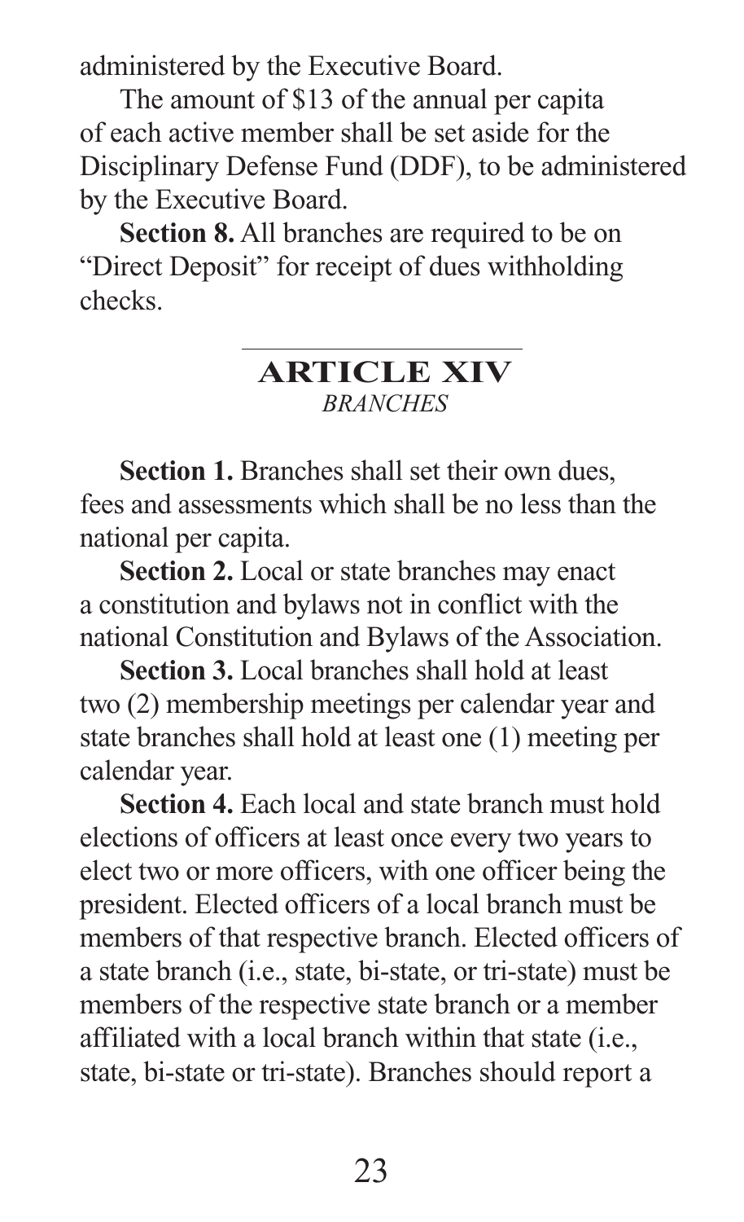administered by the Executive Board.

The amount of $13 of the annual per capita of each active member shall be set aside for the Disciplinary Defense Fund (DDF), to be administered by the Executive Board.

**Section 8.** All branches are required to be on "Direct Deposit" for receipt of dues withholding checks.

## ARTICLE XIV
*BRANCHES*

**Section 1.** Branches shall set their own dues, fees and assessments which shall be no less than the national per capita.

**Section 2.** Local or state branches may enact a constitution and bylaws not in conflict with the national Constitution and Bylaws of the Association.

**Section 3.** Local branches shall hold at least two (2) membership meetings per calendar year and state branches shall hold at least one (1) meeting per calendar year.

**Section 4.** Each local and state branch must hold elections of officers at least once every two years to elect two or more officers, with one officer being the president. Elected officers of a local branch must be members of that respective branch. Elected officers of a state branch (i.e., state, bi-state, or tri-state) must be members of the respective state branch or a member affiliated with a local branch within that state (i.e., state, bi-state or tri-state). Branches should report a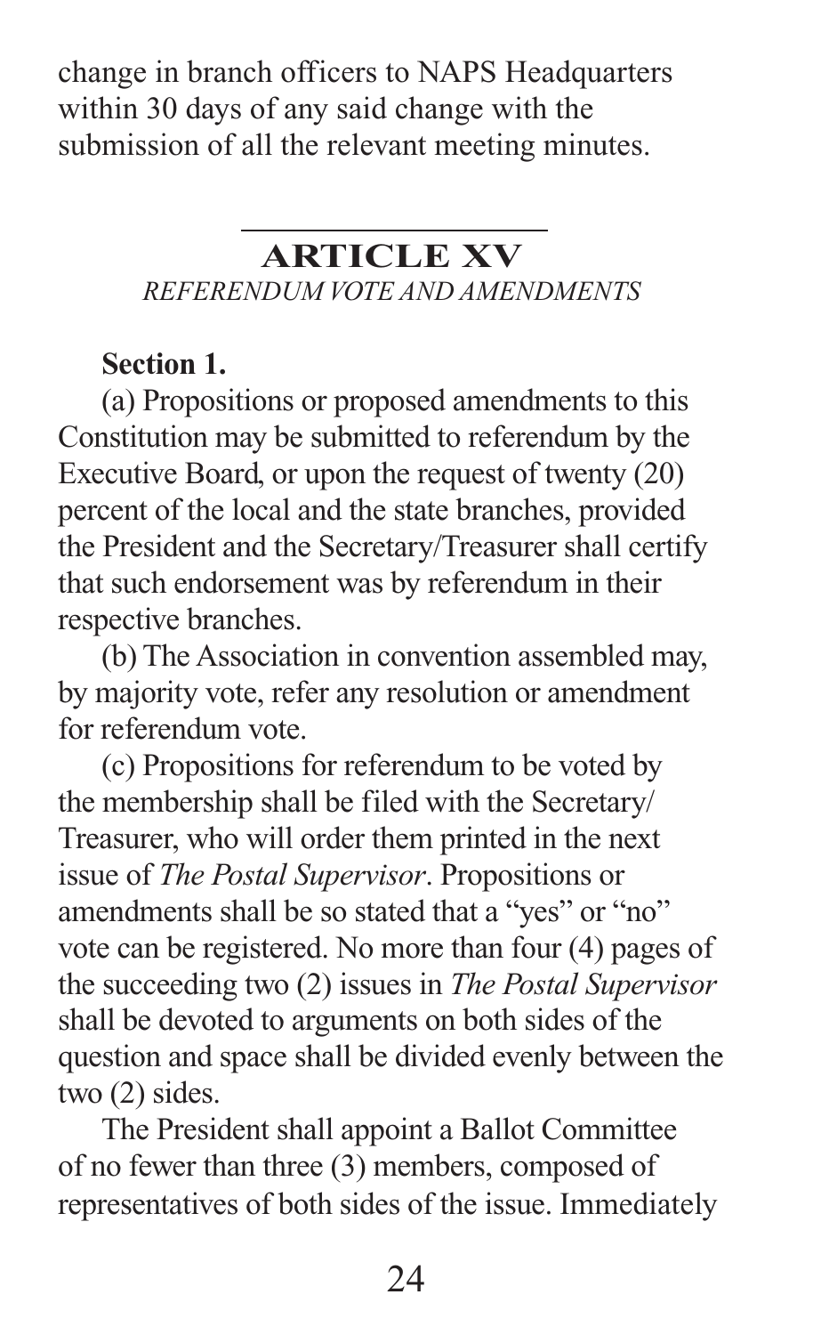change in branch officers to NAPS Headquarters within 30 days of any said change with the submission of all the relevant meeting minutes.

## ARTICLE XV

*REFERENDUM VOTE AND AMENDMENTS*

**Section 1.**

(a) Propositions or proposed amendments to this Constitution may be submitted to referendum by the Executive Board, or upon the request of twenty (20) percent of the local and the state branches, provided the President and the Secretary/Treasurer shall certify that such endorsement was by referendum in their respective branches.

(b) The Association in convention assembled may, by majority vote, refer any resolution or amendment for referendum vote.

(c) Propositions for referendum to be voted by the membership shall be filed with the Secretary/Treasurer, who will order them printed in the next issue of *The Postal Supervisor*. Propositions or amendments shall be so stated that a "yes" or "no" vote can be registered. No more than four (4) pages of the succeeding two (2) issues in *The Postal Supervisor* shall be devoted to arguments on both sides of the question and space shall be divided evenly between the two (2) sides.

The President shall appoint a Ballot Committee of no fewer than three (3) members, composed of representatives of both sides of the issue. Immediately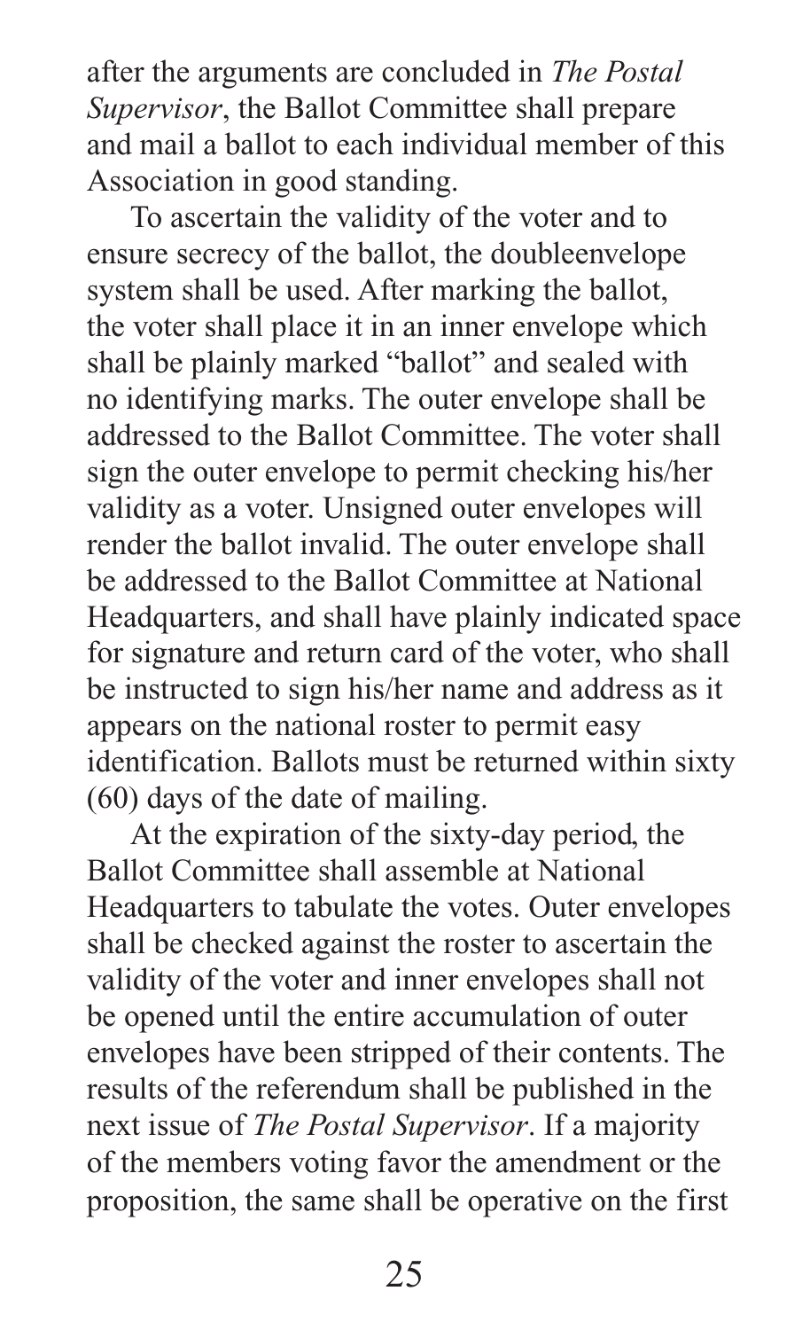after the arguments are concluded in *The Postal Supervisor*, the Ballot Committee shall prepare and mail a ballot to each individual member of this Association in good standing.

To ascertain the validity of the voter and to ensure secrecy of the ballot, the doubleenvelope system shall be used. After marking the ballot, the voter shall place it in an inner envelope which shall be plainly marked "ballot" and sealed with no identifying marks. The outer envelope shall be addressed to the Ballot Committee. The voter shall sign the outer envelope to permit checking his/her validity as a voter. Unsigned outer envelopes will render the ballot invalid. The outer envelope shall be addressed to the Ballot Committee at National Headquarters, and shall have plainly indicated space for signature and return card of the voter, who shall be instructed to sign his/her name and address as it appears on the national roster to permit easy identification. Ballots must be returned within sixty (60) days of the date of mailing.

At the expiration of the sixty-day period, the Ballot Committee shall assemble at National Headquarters to tabulate the votes. Outer envelopes shall be checked against the roster to ascertain the validity of the voter and inner envelopes shall not be opened until the entire accumulation of outer envelopes have been stripped of their contents. The results of the referendum shall be published in the next issue of *The Postal Supervisor*. If a majority of the members voting favor the amendment or the proposition, the same shall be operative on the first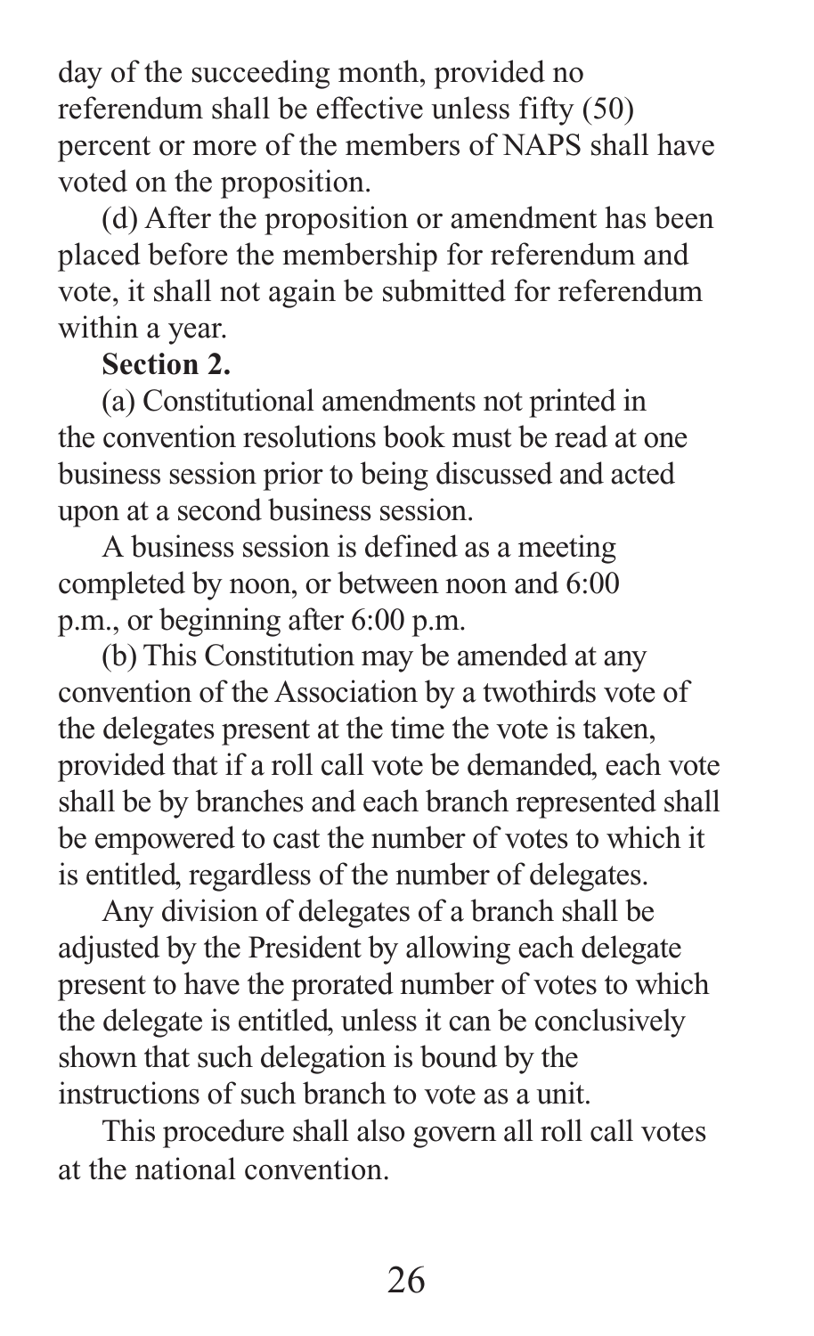day of the succeeding month, provided no referendum shall be effective unless fifty (50) percent or more of the members of NAPS shall have voted on the proposition.

(d) After the proposition or amendment has been placed before the membership for referendum and vote, it shall not again be submitted for referendum within a year.

**Section 2.**

(a) Constitutional amendments not printed in the convention resolutions book must be read at one business session prior to being discussed and acted upon at a second business session.

A business session is defined as a meeting completed by noon, or between noon and 6:00 p.m., or beginning after 6:00 p.m.

(b) This Constitution may be amended at any convention of the Association by a twothirds vote of the delegates present at the time the vote is taken, provided that if a roll call vote be demanded, each vote shall be by branches and each branch represented shall be empowered to cast the number of votes to which it is entitled, regardless of the number of delegates.

Any division of delegates of a branch shall be adjusted by the President by allowing each delegate present to have the prorated number of votes to which the delegate is entitled, unless it can be conclusively shown that such delegation is bound by the instructions of such branch to vote as a unit.

This procedure shall also govern all roll call votes at the national convention.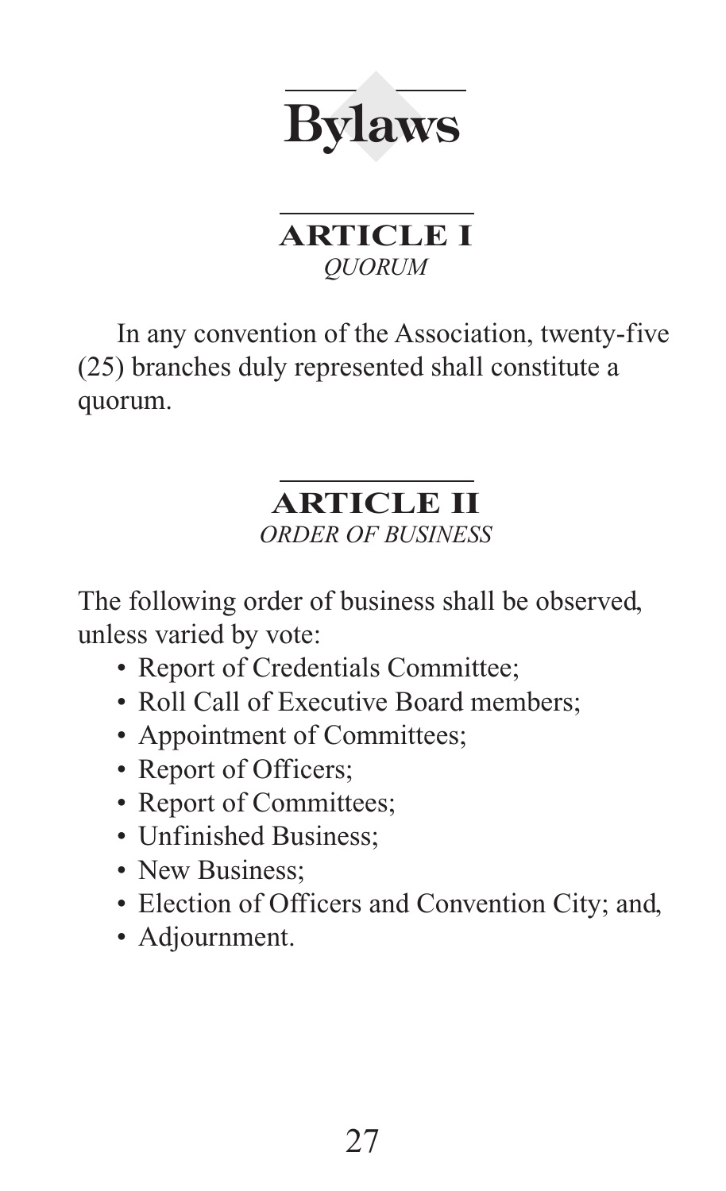# Bylaws

## ARTICLE I

*QUORUM*

In any convention of the Association, twenty-five (25) branches duly represented shall constitute a quorum.

## ARTICLE II

*ORDER OF BUSINESS*

The following order of business shall be observed, unless varied by vote:

- Report of Credentials Committee;
- Roll Call of Executive Board members;
- Appointment of Committees;
- Report of Officers;
- Report of Committees;
- Unfinished Business;
- New Business;
- Election of Officers and Convention City; and,
- Adjournment.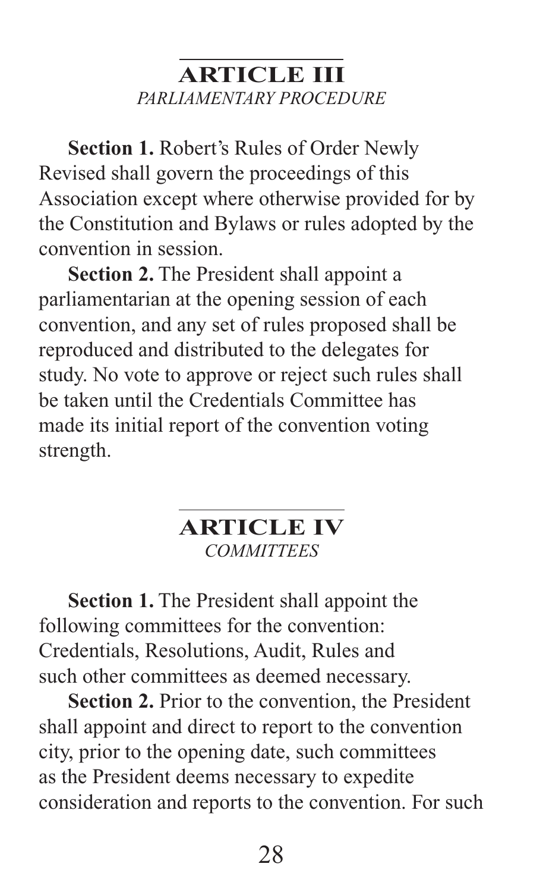## ARTICLE III
*PARLIAMENTARY PROCEDURE*

**Section 1.** Robert's Rules of Order Newly Revised shall govern the proceedings of this Association except where otherwise provided for by the Constitution and Bylaws or rules adopted by the convention in session.

**Section 2.** The President shall appoint a parliamentarian at the opening session of each convention, and any set of rules proposed shall be reproduced and distributed to the delegates for study. No vote to approve or reject such rules shall be taken until the Credentials Committee has made its initial report of the convention voting strength.

## ARTICLE IV
*COMMITTEES*

**Section 1.** The President shall appoint the following committees for the convention: Credentials, Resolutions, Audit, Rules and such other committees as deemed necessary.

**Section 2.** Prior to the convention, the President shall appoint and direct to report to the convention city, prior to the opening date, such committees as the President deems necessary to expedite consideration and reports to the convention. For such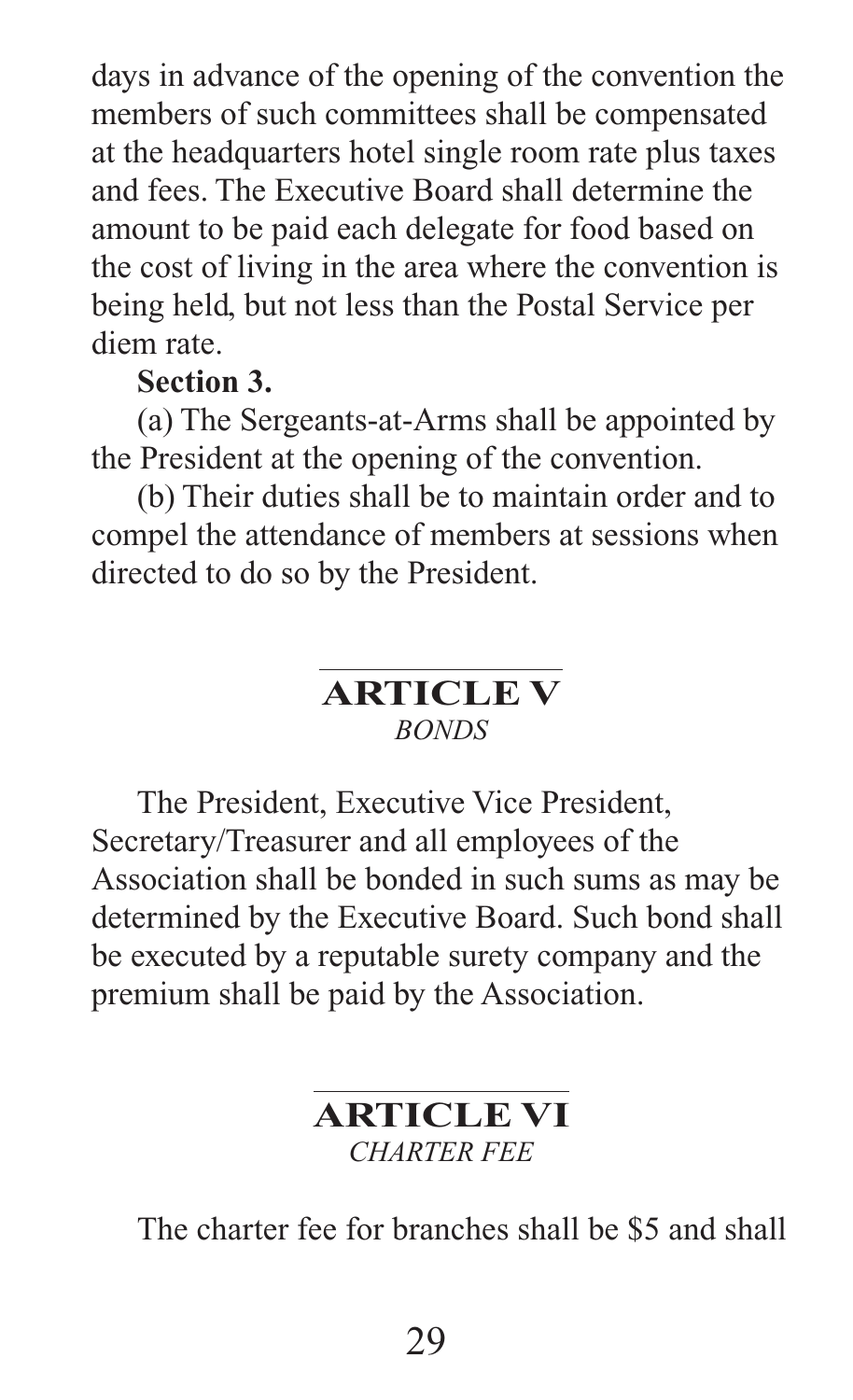days in advance of the opening of the convention the members of such committees shall be compensated at the headquarters hotel single room rate plus taxes and fees. The Executive Board shall determine the amount to be paid each delegate for food based on the cost of living in the area where the convention is being held, but not less than the Postal Service per diem rate.

**Section 3.**

(a) The Sergeants-at-Arms shall be appointed by the President at the opening of the convention.

(b) Their duties shall be to maintain order and to compel the attendance of members at sessions when directed to do so by the President.

## ARTICLE V
*BONDS*

The President, Executive Vice President, Secretary/Treasurer and all employees of the Association shall be bonded in such sums as may be determined by the Executive Board. Such bond shall be executed by a reputable surety company and the premium shall be paid by the Association.

## ARTICLE VI
*CHARTER FEE*

The charter fee for branches shall be $5 and shall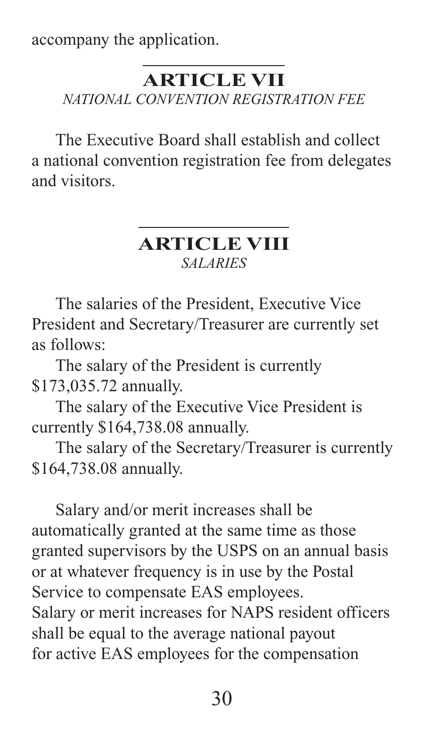accompany the application.

## ARTICLE VII

*NATIONAL CONVENTION REGISTRATION FEE*

The Executive Board shall establish and collect a national convention registration fee from delegates and visitors.

## ARTICLE VIII

*SALARIES*

The salaries of the President, Executive Vice President and Secretary/Treasurer are currently set as follows:

The salary of the President is currently $173,035.72 annually.

The salary of the Executive Vice President is currently $164,738.08 annually.

The salary of the Secretary/Treasurer is currently $164,738.08 annually.

Salary and/or merit increases shall be automatically granted at the same time as those granted supervisors by the USPS on an annual basis or at whatever frequency is in use by the Postal Service to compensate EAS employees.
Salary or merit increases for NAPS resident officers shall be equal to the average national payout for active EAS employees for the compensation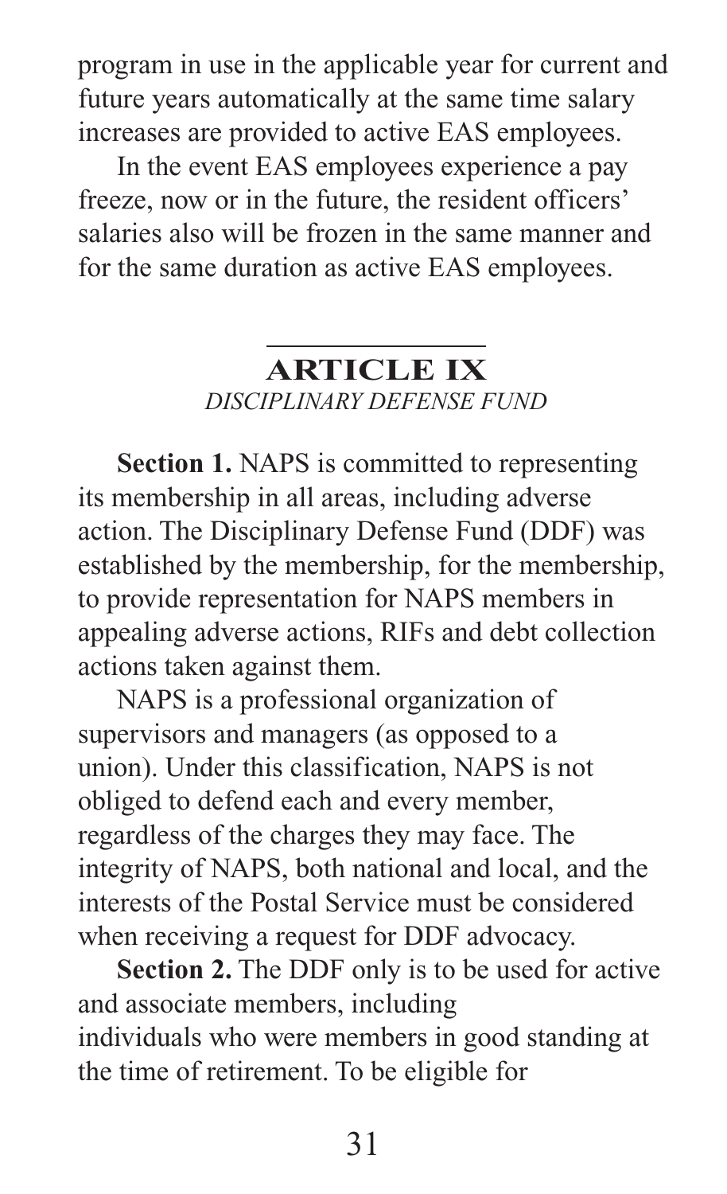program in use in the applicable year for current and future years automatically at the same time salary increases are provided to active EAS employees.

In the event EAS employees experience a pay freeze, now or in the future, the resident officers' salaries also will be frozen in the same manner and for the same duration as active EAS employees.

## ARTICLE IX

*DISCIPLINARY DEFENSE FUND*

**Section 1.** NAPS is committed to representing its membership in all areas, including adverse action. The Disciplinary Defense Fund (DDF) was established by the membership, for the membership, to provide representation for NAPS members in appealing adverse actions, RIFs and debt collection actions taken against them.

NAPS is a professional organization of supervisors and managers (as opposed to a union). Under this classification, NAPS is not obliged to defend each and every member, regardless of the charges they may face. The integrity of NAPS, both national and local, and the interests of the Postal Service must be considered when receiving a request for DDF advocacy.

**Section 2.** The DDF only is to be used for active and associate members, including individuals who were members in good standing at the time of retirement. To be eligible for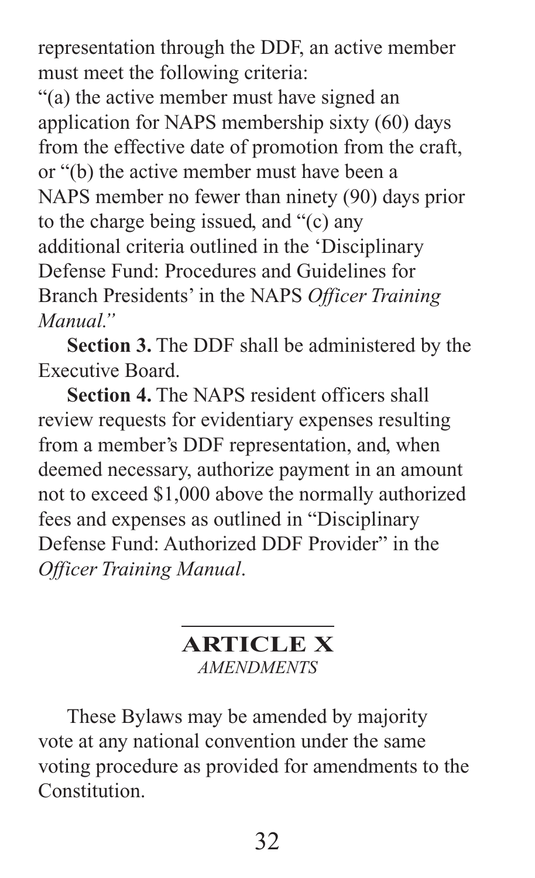representation through the DDF, an active member must meet the following criteria:
"(a) the active member must have signed an application for NAPS membership sixty (60) days from the effective date of promotion from the craft, or "(b) the active member must have been a NAPS member no fewer than ninety (90) days prior to the charge being issued, and "(c) any additional criteria outlined in the 'Disciplinary Defense Fund: Procedures and Guidelines for Branch Presidents' in the NAPS *Officer Training Manual."*

**Section 3.** The DDF shall be administered by the Executive Board.

**Section 4.** The NAPS resident officers shall review requests for evidentiary expenses resulting from a member's DDF representation, and, when deemed necessary, authorize payment in an amount not to exceed $1,000 above the normally authorized fees and expenses as outlined in "Disciplinary Defense Fund: Authorized DDF Provider" in the *Officer Training Manual*.

## ARTICLE X
*AMENDMENTS*

These Bylaws may be amended by majority vote at any national convention under the same voting procedure as provided for amendments to the Constitution.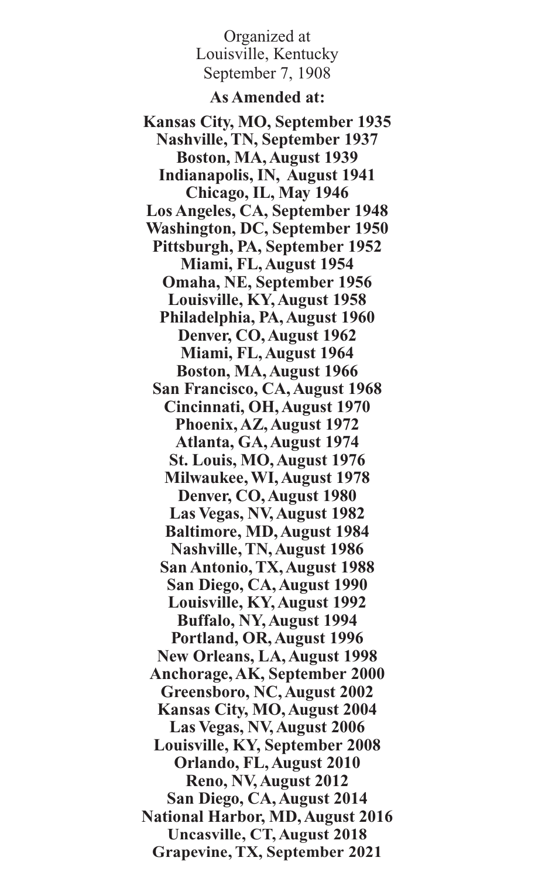Organized at
Louisville, Kentucky
September 7, 1908

**As Amended at:**

**Kansas City, MO, September 1935**
**Nashville, TN, September 1937**
**Boston, MA, August 1939**
**Indianapolis, IN, August 1941**
**Chicago, IL, May 1946**
**Los Angeles, CA, September 1948**
**Washington, DC, September 1950**
**Pittsburgh, PA, September 1952**
**Miami, FL, August 1954**
**Omaha, NE, September 1956**
**Louisville, KY, August 1958**
**Philadelphia, PA, August 1960**
**Denver, CO, August 1962**
**Miami, FL, August 1964**
**Boston, MA, August 1966**
**San Francisco, CA, August 1968**
**Cincinnati, OH, August 1970**
**Phoenix, AZ, August 1972**
**Atlanta, GA, August 1974**
**St. Louis, MO, August 1976**
**Milwaukee, WI, August 1978**
**Denver, CO, August 1980**
**Las Vegas, NV, August 1982**
**Baltimore, MD, August 1984**
**Nashville, TN, August 1986**
**San Antonio, TX, August 1988**
**San Diego, CA, August 1990**
**Louisville, KY, August 1992**
**Buffalo, NY, August 1994**
**Portland, OR, August 1996**
**New Orleans, LA, August 1998**
**Anchorage, AK, September 2000**
**Greensboro, NC, August 2002**
**Kansas City, MO, August 2004**
**Las Vegas, NV, August 2006**
**Louisville, KY, September 2008**
**Orlando, FL, August 2010**
**Reno, NV, August 2012**
**San Diego, CA, August 2014**
**National Harbor, MD, August 2016**
**Uncasville, CT, August 2018**
**Grapevine, TX, September 2021**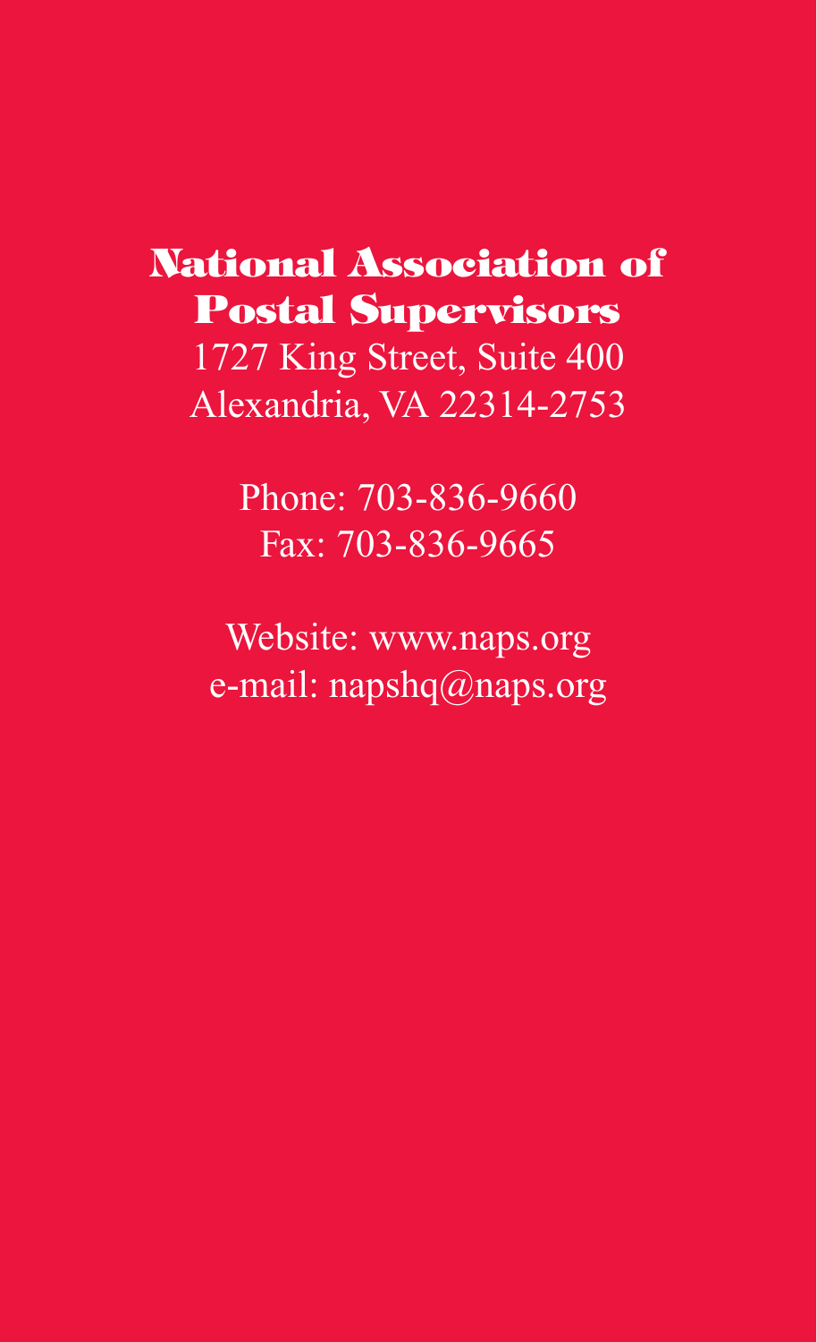# National Association of Postal Supervisors

1727 King Street, Suite 400
Alexandria, VA 22314-2753

Phone: 703-836-9660
Fax: 703-836-9665

Website: www.naps.org
e-mail: napshq@naps.org